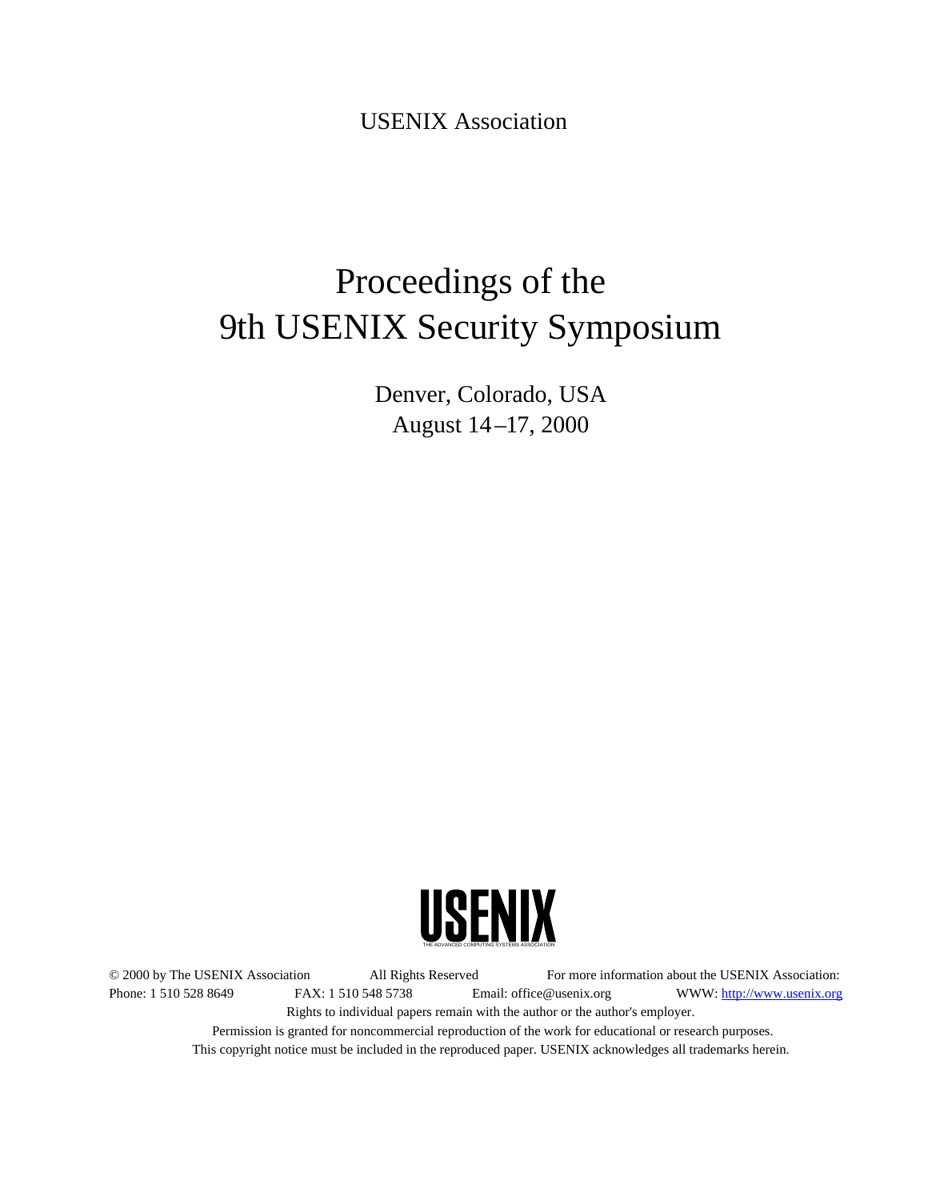USENIX Association

# Proceedings of the 9th USENIX Security Symposium

Denver, Colorado, USA
August 14–17, 2000

USENIX
THE ADVANCED COMPUTING SYSTEMS ASSOCIATION

© 2000 by The USENIX Association All Rights Reserved For more information about the USENIX Association:
Phone: 1 510 528 8649 FAX: 1 510 548 5738 Email: office@usenix.org WWW: http://www.usenix.org
Rights to individual papers remain with the author or the author's employer.
Permission is granted for noncommercial reproduction of the work for educational or research purposes.
This copyright notice must be included in the reproduced paper. USENIX acknowledges all trademarks herein.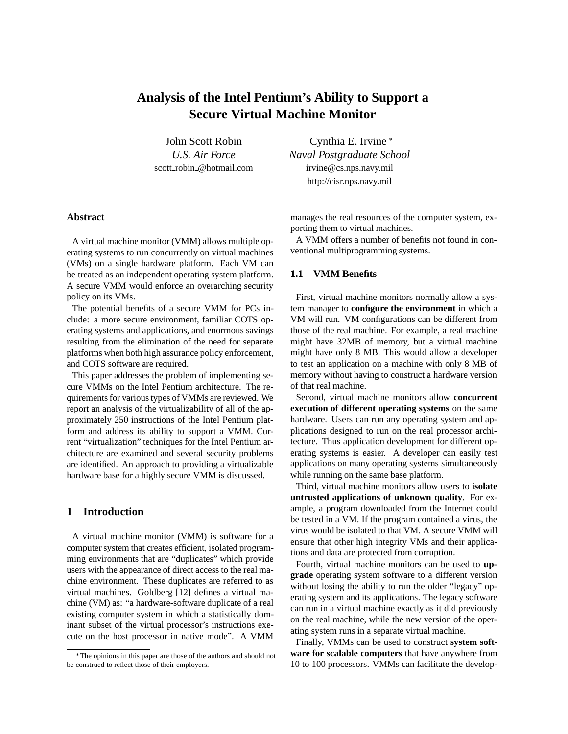# Analysis of the Intel Pentium's Ability to Support a Secure Virtual Machine Monitor

John Scott Robin
*U.S. Air Force*
scott_robin_@hotmail.com

Cynthia E. Irvine *
*Naval Postgraduate School*
irvine@cs.nps.navy.mil
http://cisr.nps.navy.mil

## Abstract

A virtual machine monitor (VMM) allows multiple operating systems to run concurrently on virtual machines (VMs) on a single hardware platform. Each VM can be treated as an independent operating system platform. A secure VMM would enforce an overarching security policy on its VMs.

The potential benefits of a secure VMM for PCs include: a more secure environment, familiar COTS operating systems and applications, and enormous savings resulting from the elimination of the need for separate platforms when both high assurance policy enforcement, and COTS software are required.

This paper addresses the problem of implementing secure VMMs on the Intel Pentium architecture. The requirements for various types of VMMs are reviewed. We report an analysis of the virtualizability of all of the approximately 250 instructions of the Intel Pentium platform and address its ability to support a VMM. Current "virtualization" techniques for the Intel Pentium architecture are examined and several security problems are identified. An approach to providing a virtualizable hardware base for a highly secure VMM is discussed.

## 1 Introduction

A virtual machine monitor (VMM) is software for a computer system that creates efficient, isolated programming environments that are "duplicates" which provide users with the appearance of direct access to the real machine environment. These duplicates are referred to as virtual machines. Goldberg [12] defines a virtual machine (VM) as: "a hardware-software duplicate of a real existing computer system in which a statistically dominant subset of the virtual processor's instructions execute on the host processor in native mode". A VMM manages the real resources of the computer system, exporting them to virtual machines.

A VMM offers a number of benefits not found in conventional multiprogramming systems.

### 1.1 VMM Benefits

First, virtual machine monitors normally allow a system manager to **configure the environment** in which a VM will run. VM configurations can be different from those of the real machine. For example, a real machine might have 32MB of memory, but a virtual machine might have only 8 MB. This would allow a developer to test an application on a machine with only 8 MB of memory without having to construct a hardware version of that real machine.

Second, virtual machine monitors allow **concurrent execution of different operating systems** on the same hardware. Users can run any operating system and applications designed to run on the real processor architecture. Thus application development for different operating systems is easier. A developer can easily test applications on many operating systems simultaneously while running on the same base platform.

Third, virtual machine monitors allow users to **isolate untrusted applications of unknown quality**. For example, a program downloaded from the Internet could be tested in a VM. If the program contained a virus, the virus would be isolated to that VM. A secure VMM will ensure that other high integrity VMs and their applications and data are protected from corruption.

Fourth, virtual machine monitors can be used to **upgrade** operating system software to a different version without losing the ability to run the older "legacy" operating system and its applications. The legacy software can run in a virtual machine exactly as it did previously on the real machine, while the new version of the operating system runs in a separate virtual machine.

Finally, VMMs can be used to construct **system software for scalable computers** that have anywhere from 10 to 100 processors. VMMs can facilitate the develop-

*The opinions in this paper are those of the authors and should not be construed to reflect those of their employers.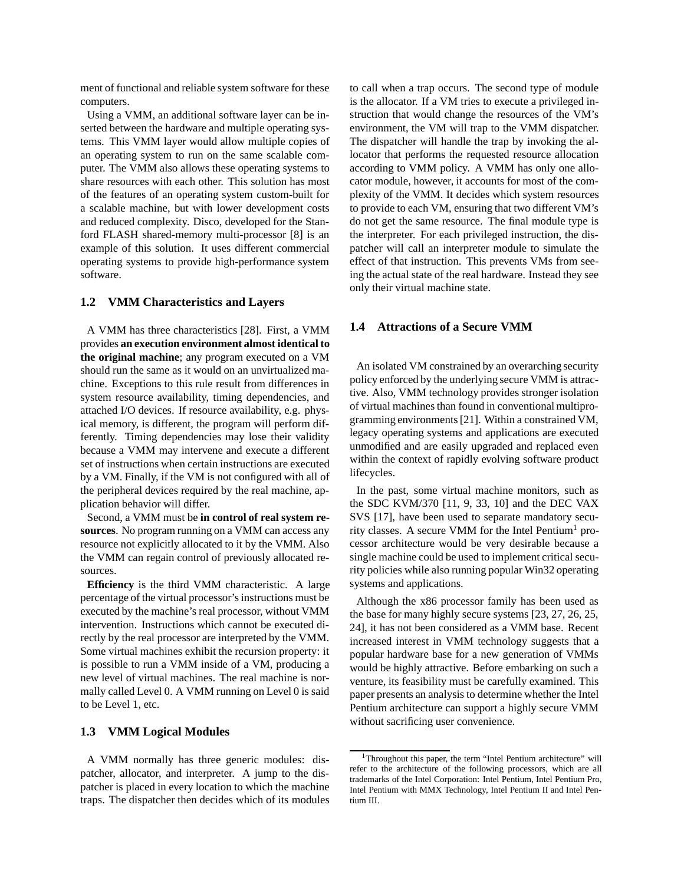ment of functional and reliable system software for these computers.

Using a VMM, an additional software layer can be inserted between the hardware and multiple operating systems. This VMM layer would allow multiple copies of an operating system to run on the same scalable computer. The VMM also allows these operating systems to share resources with each other. This solution has most of the features of an operating system custom-built for a scalable machine, but with lower development costs and reduced complexity. Disco, developed for the Stanford FLASH shared-memory multi-processor [8] is an example of this solution. It uses different commercial operating systems to provide high-performance system software.

### 1.2 VMM Characteristics and Layers

A VMM has three characteristics [28]. First, a VMM provides **an execution environment almost identical to the original machine**; any program executed on a VM should run the same as it would on an unvirtualized machine. Exceptions to this rule result from differences in system resource availability, timing dependencies, and attached I/O devices. If resource availability, e.g. physical memory, is different, the program will perform differently. Timing dependencies may lose their validity because a VMM may intervene and execute a different set of instructions when certain instructions are executed by a VM. Finally, if the VM is not configured with all of the peripheral devices required by the real machine, application behavior will differ.

Second, a VMM must be **in control of real system resources**. No program running on a VMM can access any resource not explicitly allocated to it by the VMM. Also the VMM can regain control of previously allocated resources.

**Efficiency** is the third VMM characteristic. A large percentage of the virtual processor's instructions must be executed by the machine's real processor, without VMM intervention. Instructions which cannot be executed directly by the real processor are interpreted by the VMM. Some virtual machines exhibit the recursion property: it is possible to run a VMM inside of a VM, producing a new level of virtual machines. The real machine is normally called Level 0. A VMM running on Level 0 is said to be Level 1, etc.

### 1.3 VMM Logical Modules

A VMM normally has three generic modules: dispatcher, allocator, and interpreter. A jump to the dispatcher is placed in every location to which the machine traps. The dispatcher then decides which of its modules to call when a trap occurs. The second type of module is the allocator. If a VM tries to execute a privileged instruction that would change the resources of the VM's environment, the VM will trap to the VMM dispatcher. The dispatcher will handle the trap by invoking the allocator that performs the requested resource allocation according to VMM policy. A VMM has only one allocator module, however, it accounts for most of the complexity of the VMM. It decides which system resources to provide to each VM, ensuring that two different VM's do not get the same resource. The final module type is the interpreter. For each privileged instruction, the dispatcher will call an interpreter module to simulate the effect of that instruction. This prevents VMs from seeing the actual state of the real hardware. Instead they see only their virtual machine state.

### 1.4 Attractions of a Secure VMM

An isolated VM constrained by an overarching security policy enforced by the underlying secure VMM is attractive. Also, VMM technology provides stronger isolation of virtual machines than found in conventional multiprogramming environments [21]. Within a constrained VM, legacy operating systems and applications are executed unmodified and are easily upgraded and replaced even within the context of rapidly evolving software product lifecycles.

In the past, some virtual machine monitors, such as the SDC KVM/370 [11, 9, 33, 10] and the DEC VAX SVS [17], have been used to separate mandatory security classes. A secure VMM for the Intel Pentium[1] processor architecture would be very desirable because a single machine could be used to implement critical security policies while also running popular Win32 operating systems and applications.

Although the x86 processor family has been used as the base for many highly secure systems [23, 27, 26, 25, 24], it has not been considered as a VMM base. Recent increased interest in VMM technology suggests that a popular hardware base for a new generation of VMMs would be highly attractive. Before embarking on such a venture, its feasibility must be carefully examined. This paper presents an analysis to determine whether the Intel Pentium architecture can support a highly secure VMM without sacrificing user convenience.

[1] Throughout this paper, the term "Intel Pentium architecture" will refer to the architecture of the following processors, which are all trademarks of the Intel Corporation: Intel Pentium, Intel Pentium Pro, Intel Pentium with MMX Technology, Intel Pentium II and Intel Pentium III.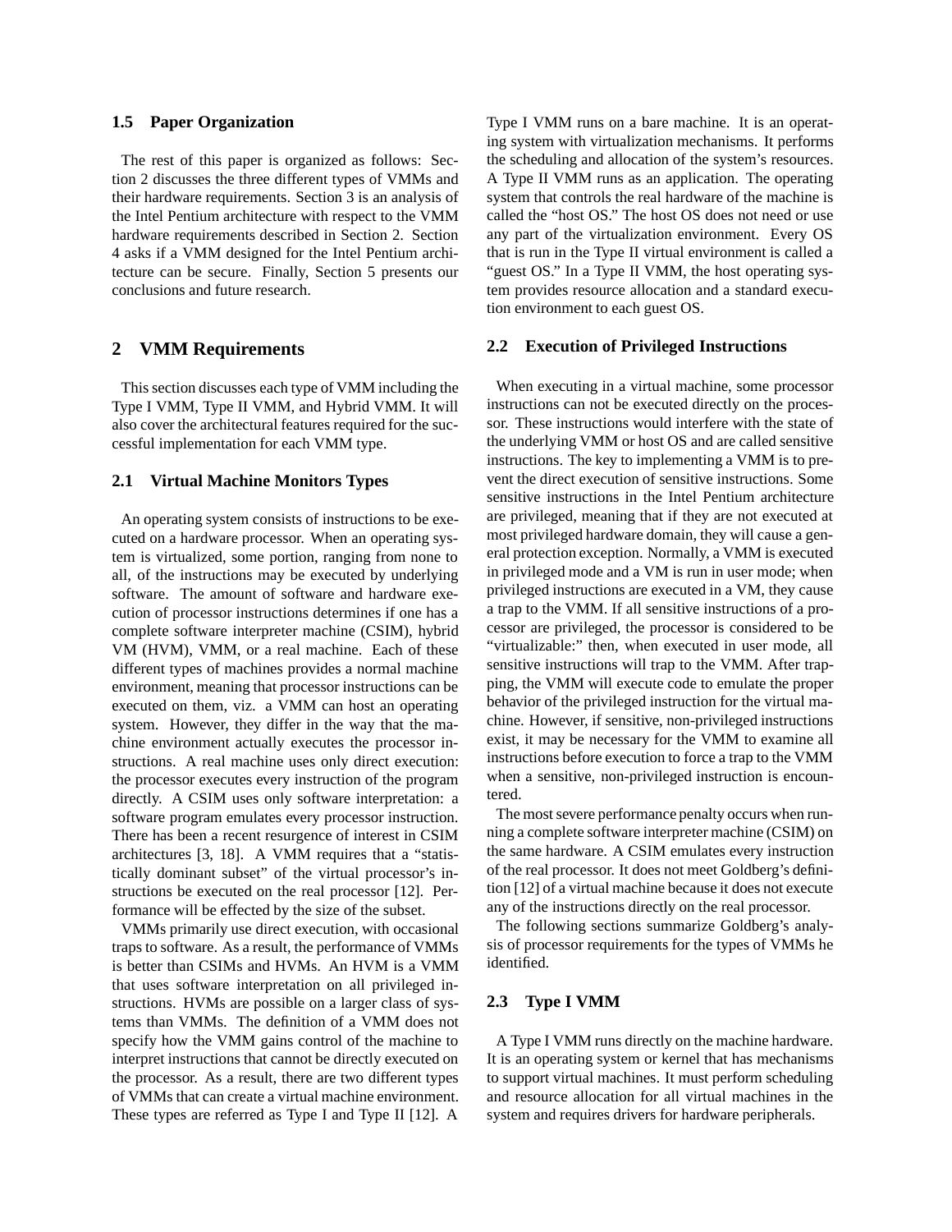### 1.5 Paper Organization

The rest of this paper is organized as follows: Section 2 discusses the three different types of VMMs and their hardware requirements. Section 3 is an analysis of the Intel Pentium architecture with respect to the VMM hardware requirements described in Section 2. Section 4 asks if a VMM designed for the Intel Pentium architecture can be secure. Finally, Section 5 presents our conclusions and future research.

## 2 VMM Requirements

This section discusses each type of VMM including the Type I VMM, Type II VMM, and Hybrid VMM. It will also cover the architectural features required for the successful implementation for each VMM type.

### 2.1 Virtual Machine Monitors Types

An operating system consists of instructions to be executed on a hardware processor. When an operating system is virtualized, some portion, ranging from none to all, of the instructions may be executed by underlying software. The amount of software and hardware execution of processor instructions determines if one has a complete software interpreter machine (CSIM), hybrid VM (HVM), VMM, or a real machine. Each of these different types of machines provides a normal machine environment, meaning that processor instructions can be executed on them, viz. a VMM can host an operating system. However, they differ in the way that the machine environment actually executes the processor instructions. A real machine uses only direct execution: the processor executes every instruction of the program directly. A CSIM uses only software interpretation: a software program emulates every processor instruction. There has been a recent resurgence of interest in CSIM architectures [3, 18]. A VMM requires that a "statistically dominant subset" of the virtual processor's instructions be executed on the real processor [12]. Performance will be effected by the size of the subset.

VMMs primarily use direct execution, with occasional traps to software. As a result, the performance of VMMs is better than CSIMs and HVMs. An HVM is a VMM that uses software interpretation on all privileged instructions. HVMs are possible on a larger class of systems than VMMs. The definition of a VMM does not specify how the VMM gains control of the machine to interpret instructions that cannot be directly executed on the processor. As a result, there are two different types of VMMs that can create a virtual machine environment. These types are referred as Type I and Type II [12]. A Type I VMM runs on a bare machine. It is an operating system with virtualization mechanisms. It performs the scheduling and allocation of the system's resources. A Type II VMM runs as an application. The operating system that controls the real hardware of the machine is called the "host OS." The host OS does not need or use any part of the virtualization environment. Every OS that is run in the Type II virtual environment is called a "guest OS." In a Type II VMM, the host operating system provides resource allocation and a standard execution environment to each guest OS.

### 2.2 Execution of Privileged Instructions

When executing in a virtual machine, some processor instructions can not be executed directly on the processor. These instructions would interfere with the state of the underlying VMM or host OS and are called sensitive instructions. The key to implementing a VMM is to prevent the direct execution of sensitive instructions. Some sensitive instructions in the Intel Pentium architecture are privileged, meaning that if they are not executed at most privileged hardware domain, they will cause a general protection exception. Normally, a VMM is executed in privileged mode and a VM is run in user mode; when privileged instructions are executed in a VM, they cause a trap to the VMM. If all sensitive instructions of a processor are privileged, the processor is considered to be "virtualizable:" then, when executed in user mode, all sensitive instructions will trap to the VMM. After trapping, the VMM will execute code to emulate the proper behavior of the privileged instruction for the virtual machine. However, if sensitive, non-privileged instructions exist, it may be necessary for the VMM to examine all instructions before execution to force a trap to the VMM when a sensitive, non-privileged instruction is encountered.

The most severe performance penalty occurs when running a complete software interpreter machine (CSIM) on the same hardware. A CSIM emulates every instruction of the real processor. It does not meet Goldberg's definition [12] of a virtual machine because it does not execute any of the instructions directly on the real processor.

The following sections summarize Goldberg's analysis of processor requirements for the types of VMMs he identified.

### 2.3 Type I VMM

A Type I VMM runs directly on the machine hardware. It is an operating system or kernel that has mechanisms to support virtual machines. It must perform scheduling and resource allocation for all virtual machines in the system and requires drivers for hardware peripherals.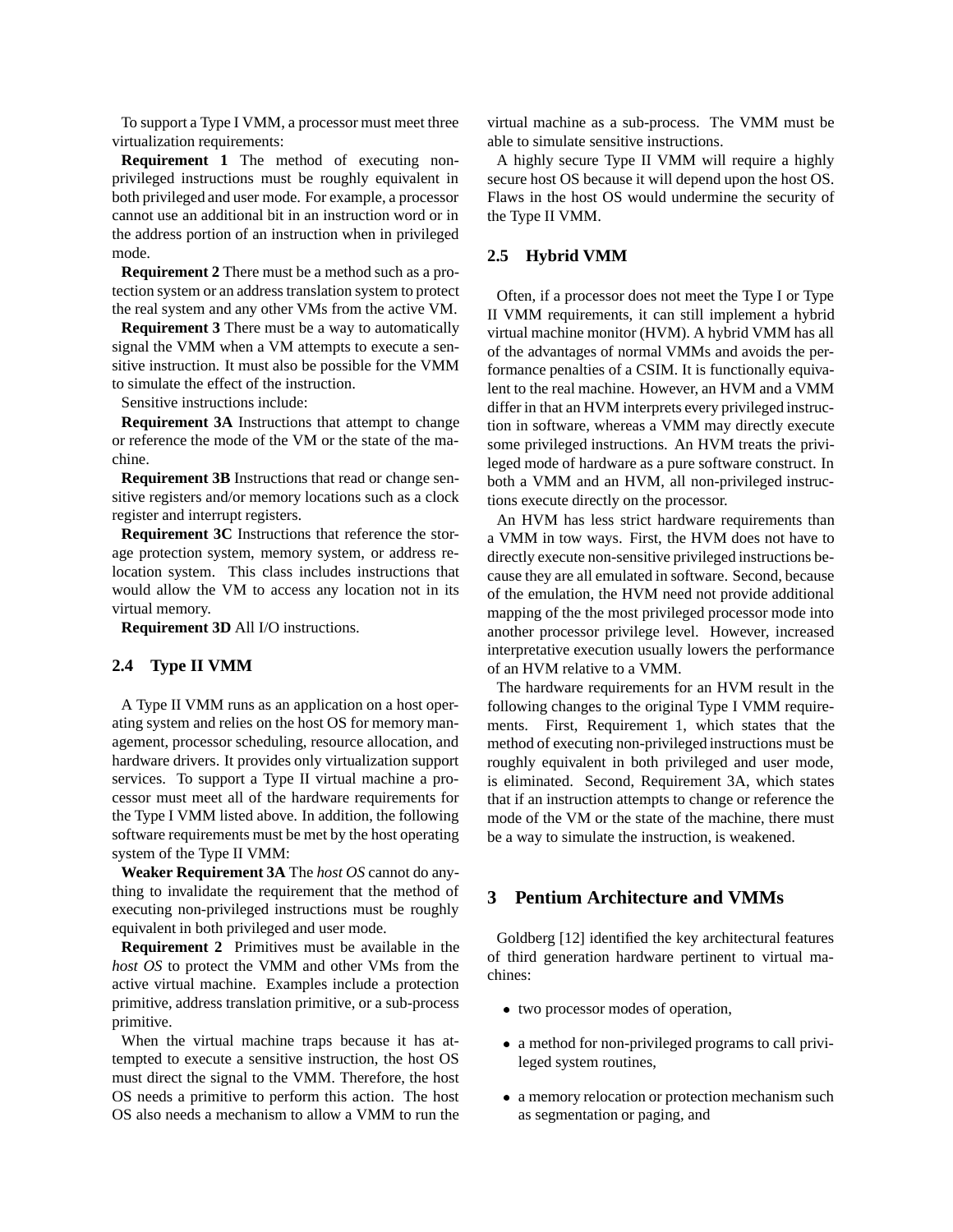To support a Type I VMM, a processor must meet three virtualization requirements:

**Requirement 1** The method of executing non-privileged instructions must be roughly equivalent in both privileged and user mode. For example, a processor cannot use an additional bit in an instruction word or in the address portion of an instruction when in privileged mode.

**Requirement 2** There must be a method such as a protection system or an address translation system to protect the real system and any other VMs from the active VM.

**Requirement 3** There must be a way to automatically signal the VMM when a VM attempts to execute a sensitive instruction. It must also be possible for the VMM to simulate the effect of the instruction.

Sensitive instructions include:

**Requirement 3A** Instructions that attempt to change or reference the mode of the VM or the state of the machine.

**Requirement 3B** Instructions that read or change sensitive registers and/or memory locations such as a clock register and interrupt registers.

**Requirement 3C** Instructions that reference the storage protection system, memory system, or address relocation system. This class includes instructions that would allow the VM to access any location not in its virtual memory.

**Requirement 3D** All I/O instructions.

### 2.4 Type II VMM

A Type II VMM runs as an application on a host operating system and relies on the host OS for memory management, processor scheduling, resource allocation, and hardware drivers. It provides only virtualization support services. To support a Type II virtual machine a processor must meet all of the hardware requirements for the Type I VMM listed above. In addition, the following software requirements must be met by the host operating system of the Type II VMM:

**Weaker Requirement 3A** The *host OS* cannot do anything to invalidate the requirement that the method of executing non-privileged instructions must be roughly equivalent in both privileged and user mode.

**Requirement 2** Primitives must be available in the *host OS* to protect the VMM and other VMs from the active virtual machine. Examples include a protection primitive, address translation primitive, or a sub-process primitive.

When the virtual machine traps because it has attempted to execute a sensitive instruction, the host OS must direct the signal to the VMM. Therefore, the host OS needs a primitive to perform this action. The host OS also needs a mechanism to allow a VMM to run the virtual machine as a sub-process. The VMM must be able to simulate sensitive instructions.

A highly secure Type II VMM will require a highly secure host OS because it will depend upon the host OS. Flaws in the host OS would undermine the security of the Type II VMM.

### 2.5 Hybrid VMM

Often, if a processor does not meet the Type I or Type II VMM requirements, it can still implement a hybrid virtual machine monitor (HVM). A hybrid VMM has all of the advantages of normal VMMs and avoids the performance penalties of a CSIM. It is functionally equivalent to the real machine. However, an HVM and a VMM differ in that an HVM interprets every privileged instruction in software, whereas a VMM may directly execute some privileged instructions. An HVM treats the privileged mode of hardware as a pure software construct. In both a VMM and an HVM, all non-privileged instructions execute directly on the processor.

An HVM has less strict hardware requirements than a VMM in tow ways. First, the HVM does not have to directly execute non-sensitive privileged instructions because they are all emulated in software. Second, because of the emulation, the HVM need not provide additional mapping of the the most privileged processor mode into another processor privilege level. However, increased interpretative execution usually lowers the performance of an HVM relative to a VMM.

The hardware requirements for an HVM result in the following changes to the original Type I VMM requirements. First, Requirement 1, which states that the method of executing non-privileged instructions must be roughly equivalent in both privileged and user mode, is eliminated. Second, Requirement 3A, which states that if an instruction attempts to change or reference the mode of the VM or the state of the machine, there must be a way to simulate the instruction, is weakened.

## 3 Pentium Architecture and VMMs

Goldberg [12] identified the key architectural features of third generation hardware pertinent to virtual machines:

- two processor modes of operation,
- a method for non-privileged programs to call privileged system routines,
- a memory relocation or protection mechanism such as segmentation or paging, and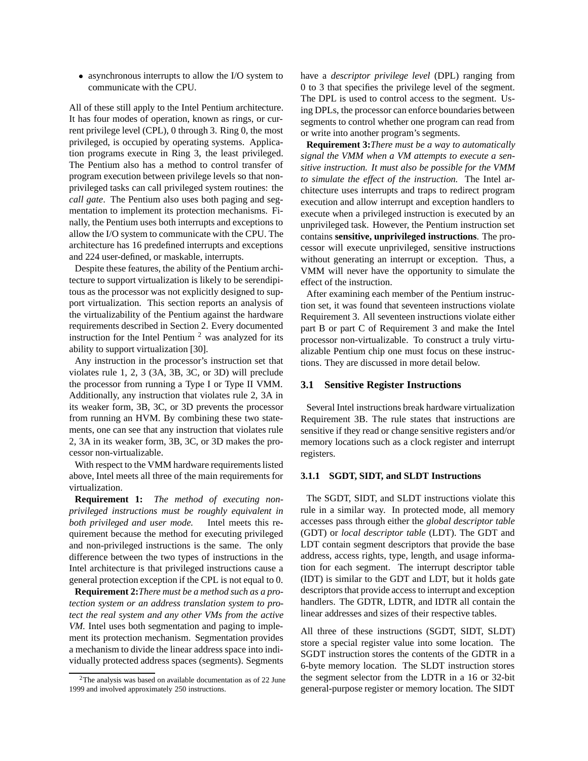- asynchronous interrupts to allow the I/O system to communicate with the CPU.

All of these still apply to the Intel Pentium architecture. It has four modes of operation, known as rings, or current privilege level (CPL), 0 through 3. Ring 0, the most privileged, is occupied by operating systems. Application programs execute in Ring 3, the least privileged. The Pentium also has a method to control transfer of program execution between privilege levels so that non-privileged tasks can call privileged system routines: the *call gate*. The Pentium also uses both paging and segmentation to implement its protection mechanisms. Finally, the Pentium uses both interrupts and exceptions to allow the I/O system to communicate with the CPU. The architecture has 16 predefined interrupts and exceptions and 224 user-defined, or maskable, interrupts.

Despite these features, the ability of the Pentium architecture to support virtualization is likely to be serendipitous as the processor was not explicitly designed to support virtualization. This section reports an analysis of the virtualizability of the Pentium against the hardware requirements described in Section 2. Every documented instruction for the Intel Pentium [2] was analyzed for its ability to support virtualization [30].

Any instruction in the processor's instruction set that violates rule 1, 2, 3 (3A, 3B, 3C, or 3D) will preclude the processor from running a Type I or Type II VMM. Additionally, any instruction that violates rule 2, 3A in its weaker form, 3B, 3C, or 3D prevents the processor from running an HVM. By combining these two statements, one can see that any instruction that violates rule 2, 3A in its weaker form, 3B, 3C, or 3D makes the processor non-virtualizable.

With respect to the VMM hardware requirements listed above, Intel meets all three of the main requirements for virtualization.

**Requirement 1:** *The method of executing non-privileged instructions must be roughly equivalent in both privileged and user mode.* Intel meets this requirement because the method for executing privileged and non-privileged instructions is the same. The only difference between the two types of instructions in the Intel architecture is that privileged instructions cause a general protection exception if the CPL is not equal to 0.

**Requirement 2:***There must be a method such as a protection system or an address translation system to protect the real system and any other VMs from the active VM.* Intel uses both segmentation and paging to implement its protection mechanism. Segmentation provides a mechanism to divide the linear address space into individually protected address spaces (segments). Segments have a *descriptor privilege level* (DPL) ranging from 0 to 3 that specifies the privilege level of the segment. The DPL is used to control access to the segment. Using DPLs, the processor can enforce boundaries between segments to control whether one program can read from or write into another program's segments.

**Requirement 3:***There must be a way to automatically signal the VMM when a VM attempts to execute a sensitive instruction. It must also be possible for the VMM to simulate the effect of the instruction.* The Intel architecture uses interrupts and traps to redirect program execution and allow interrupt and exception handlers to execute when a privileged instruction is executed by an unprivileged task. However, the Pentium instruction set contains **sensitive, unprivileged instructions**. The processor will execute unprivileged, sensitive instructions without generating an interrupt or exception. Thus, a VMM will never have the opportunity to simulate the effect of the instruction.

After examining each member of the Pentium instruction set, it was found that seventeen instructions violate Requirement 3. All seventeen instructions violate either part B or part C of Requirement 3 and make the Intel processor non-virtualizable. To construct a truly virtualizable Pentium chip one must focus on these instructions. They are discussed in more detail below.

### 3.1 Sensitive Register Instructions

Several Intel instructions break hardware virtualization Requirement 3B. The rule states that instructions are sensitive if they read or change sensitive registers and/or memory locations such as a clock register and interrupt registers.

#### 3.1.1 SGDT, SIDT, and SLDT Instructions

The SGDT, SIDT, and SLDT instructions violate this rule in a similar way. In protected mode, all memory accesses pass through either the *global descriptor table* (GDT) or *local descriptor table* (LDT). The GDT and LDT contain segment descriptors that provide the base address, access rights, type, length, and usage information for each segment. The interrupt descriptor table (IDT) is similar to the GDT and LDT, but it holds gate descriptors that provide access to interrupt and exception handlers. The GDTR, LDTR, and IDTR all contain the linear addresses and sizes of their respective tables.

All three of these instructions (SGDT, SIDT, SLDT) store a special register value into some location. The SGDT instruction stores the contents of the GDTR in a 6-byte memory location. The SLDT instruction stores the segment selector from the LDTR in a 16 or 32-bit general-purpose register or memory location. The SIDT

[2] The analysis was based on available documentation as of 22 June 1999 and involved approximately 250 instructions.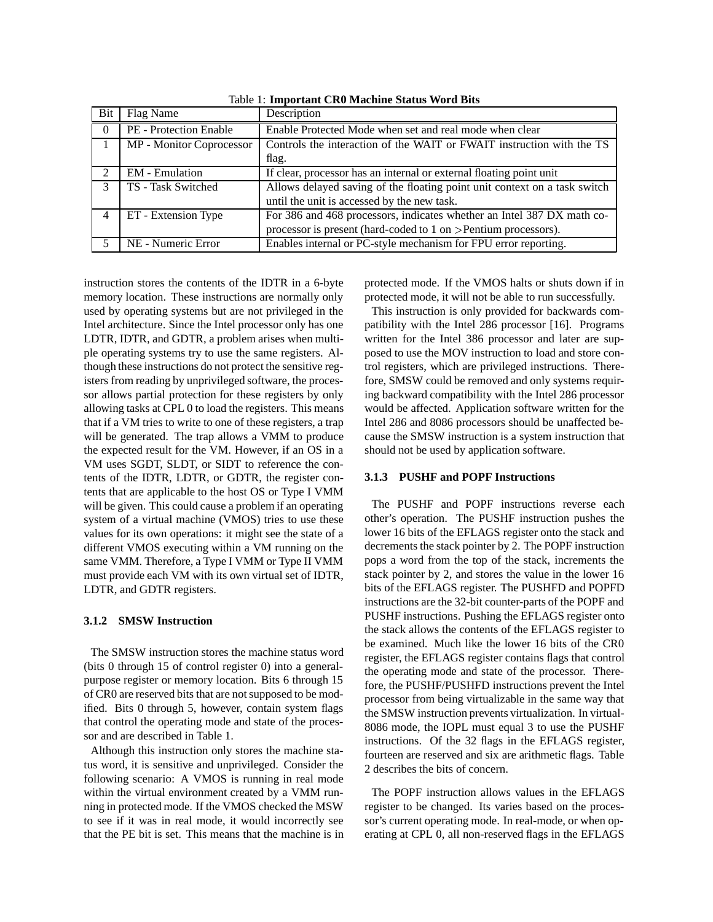Table 1: **Important CR0 Machine Status Word Bits**

| Bit | Flag Name | Description |
|---|---|---|
| 0 | PE - Protection Enable | Enable Protected Mode when set and real mode when clear |
| 1 | MP - Monitor Coprocessor | Controls the interaction of the WAIT or FWAIT instruction with the TS flag. |
| 2 | EM - Emulation | If clear, processor has an internal or external floating point unit |
| 3 | TS - Task Switched | Allows delayed saving of the floating point unit context on a task switch until the unit is accessed by the new task. |
| 4 | ET - Extension Type | For 386 and 468 processors, indicates whether an Intel 387 DX math coprocessor is present (hard-coded to 1 on >Pentium processors). |
| 5 | NE - Numeric Error | Enables internal or PC-style mechanism for FPU error reporting. |

instruction stores the contents of the IDTR in a 6-byte memory location. These instructions are normally only used by operating systems but are not privileged in the Intel architecture. Since the Intel processor only has one LDTR, IDTR, and GDTR, a problem arises when multiple operating systems try to use the same registers. Although these instructions do not protect the sensitive registers from reading by unprivileged software, the processor allows partial protection for these registers by only allowing tasks at CPL 0 to load the registers. This means that if a VM tries to write to one of these registers, a trap will be generated. The trap allows a VMM to produce the expected result for the VM. However, if an OS in a VM uses SGDT, SLDT, or SIDT to reference the contents of the IDTR, LDTR, or GDTR, the register contents that are applicable to the host OS or Type I VMM will be given. This could cause a problem if an operating system of a virtual machine (VMOS) tries to use these values for its own operations: it might see the state of a different VMOS executing within a VM running on the same VMM. Therefore, a Type I VMM or Type II VMM must provide each VM with its own virtual set of IDTR, LDTR, and GDTR registers.

#### 3.1.2 SMSW Instruction

The SMSW instruction stores the machine status word (bits 0 through 15 of control register 0) into a general-purpose register or memory location. Bits 6 through 15 of CR0 are reserved bits that are not supposed to be modified. Bits 0 through 5, however, contain system flags that control the operating mode and state of the processor and are described in Table 1.

Although this instruction only stores the machine status word, it is sensitive and unprivileged. Consider the following scenario: A VMOS is running in real mode within the virtual environment created by a VMM running in protected mode. If the VMOS checked the MSW to see if it was in real mode, it would incorrectly see that the PE bit is set. This means that the machine is in protected mode. If the VMOS halts or shuts down if in protected mode, it will not be able to run successfully.

This instruction is only provided for backwards compatibility with the Intel 286 processor [16]. Programs written for the Intel 386 processor and later are supposed to use the MOV instruction to load and store control registers, which are privileged instructions. Therefore, SMSW could be removed and only systems requiring backward compatibility with the Intel 286 processor would be affected. Application software written for the Intel 286 and 8086 processors should be unaffected because the SMSW instruction is a system instruction that should not be used by application software.

#### 3.1.3 PUSHF and POPF Instructions

The PUSHF and POPF instructions reverse each other's operation. The PUSHF instruction pushes the lower 16 bits of the EFLAGS register onto the stack and decrements the stack pointer by 2. The POPF instruction pops a word from the top of the stack, increments the stack pointer by 2, and stores the value in the lower 16 bits of the EFLAGS register. The PUSHFD and POPFD instructions are the 32-bit counter-parts of the POPF and PUSHF instructions. Pushing the EFLAGS register onto the stack allows the contents of the EFLAGS register to be examined. Much like the lower 16 bits of the CR0 register, the EFLAGS register contains flags that control the operating mode and state of the processor. Therefore, the PUSHF/PUSHFD instructions prevent the Intel processor from being virtualizable in the same way that the SMSW instruction prevents virtualization. In virtual-8086 mode, the IOPL must equal 3 to use the PUSHF instructions. Of the 32 flags in the EFLAGS register, fourteen are reserved and six are arithmetic flags. Table 2 describes the bits of concern.

The POPF instruction allows values in the EFLAGS register to be changed. Its varies based on the processor's current operating mode. In real-mode, or when operating at CPL 0, all non-reserved flags in the EFLAGS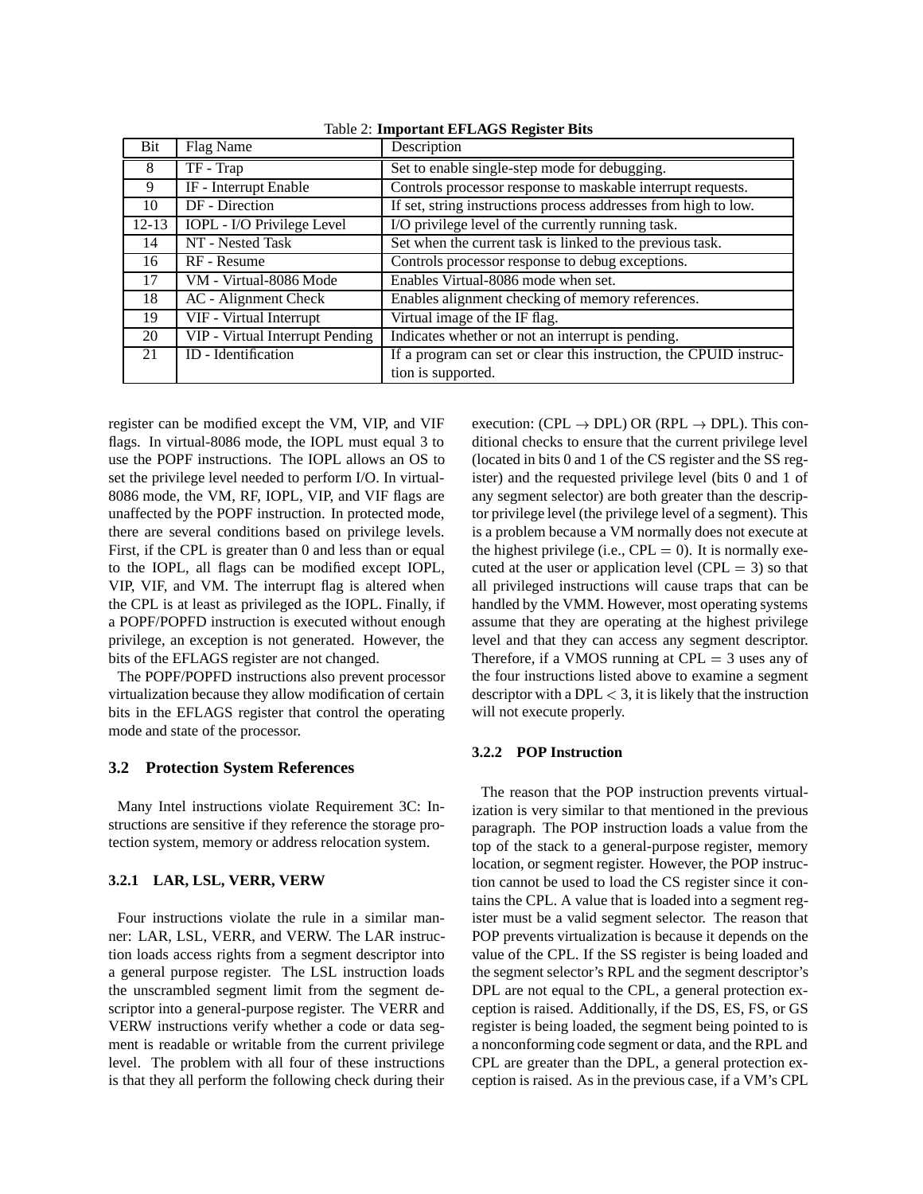Table 2: **Important EFLAGS Register Bits**

| Bit | Flag Name | Description |
|---|---|---|
| 8 | TF - Trap | Set to enable single-step mode for debugging. |
| 9 | IF - Interrupt Enable | Controls processor response to maskable interrupt requests. |
| 10 | DF - Direction | If set, string instructions process addresses from high to low. |
| 12-13 | IOPL - I/O Privilege Level | I/O privilege level of the currently running task. |
| 14 | NT - Nested Task | Set when the current task is linked to the previous task. |
| 16 | RF - Resume | Controls processor response to debug exceptions. |
| 17 | VM - Virtual-8086 Mode | Enables Virtual-8086 mode when set. |
| 18 | AC - Alignment Check | Enables alignment checking of memory references. |
| 19 | VIF - Virtual Interrupt | Virtual image of the IF flag. |
| 20 | VIP - Virtual Interrupt Pending | Indicates whether or not an interrupt is pending. |
| 21 | ID - Identification | If a program can set or clear this instruction, the CPUID instruction is supported. |

register can be modified except the VM, VIP, and VIF flags. In virtual-8086 mode, the IOPL must equal 3 to use the POPF instructions. The IOPL allows an OS to set the privilege level needed to perform I/O. In virtual-8086 mode, the VM, RF, IOPL, VIP, and VIF flags are unaffected by the POPF instruction. In protected mode, there are several conditions based on privilege levels. First, if the CPL is greater than 0 and less than or equal to the IOPL, all flags can be modified except IOPL, VIP, VIF, and VM. The interrupt flag is altered when the CPL is at least as privileged as the IOPL. Finally, if a POPF/POPFD instruction is executed without enough privilege, an exception is not generated. However, the bits of the EFLAGS register are not changed.

The POPF/POPFD instructions also prevent processor virtualization because they allow modification of certain bits in the EFLAGS register that control the operating mode and state of the processor.

## 3.2 Protection System References

Many Intel instructions violate Requirement 3C: Instructions are sensitive if they reference the storage protection system, memory or address relocation system.

### 3.2.1 LAR, LSL, VERR, VERW

Four instructions violate the rule in a similar manner: LAR, LSL, VERR, and VERW. The LAR instruction loads access rights from a segment descriptor into a general purpose register. The LSL instruction loads the unscrambled segment limit from the segment descriptor into a general-purpose register. The VERR and VERW instructions verify whether a code or data segment is readable or writable from the current privilege level. The problem with all four of these instructions is that they all perform the following check during their execution: (CPL $\rightarrow$ DPL) OR (RPL $\rightarrow$ DPL). This conditional checks to ensure that the current privilege level (located in bits 0 and 1 of the CS register and the SS register) and the requested privilege level (bits 0 and 1 of any segment selector) are both greater than the descriptor privilege level (the privilege level of a segment). This is a problem because a VM normally does not execute at the highest privilege (i.e., CPL $= 0$). It is normally executed at the user or application level (CPL $= 3$) so that all privileged instructions will cause traps that can be handled by the VMM. However, most operating systems assume that they are operating at the highest privilege level and that they can access any segment descriptor. Therefore, if a VMOS running at CPL $= 3$ uses any of the four instructions listed above to examine a segment descriptor with a DPL $< 3$, it is likely that the instruction will not execute properly.

### 3.2.2 POP Instruction

The reason that the POP instruction prevents virtualization is very similar to that mentioned in the previous paragraph. The POP instruction loads a value from the top of the stack to a general-purpose register, memory location, or segment register. However, the POP instruction cannot be used to load the CS register since it contains the CPL. A value that is loaded into a segment register must be a valid segment selector. The reason that POP prevents virtualization is because it depends on the value of the CPL. If the SS register is being loaded and the segment selector's RPL and the segment descriptor's DPL are not equal to the CPL, a general protection exception is raised. Additionally, if the DS, ES, FS, or GS register is being loaded, the segment being pointed to is a nonconforming code segment or data, and the RPL and CPL are greater than the DPL, a general protection exception is raised. As in the previous case, if a VM's CPL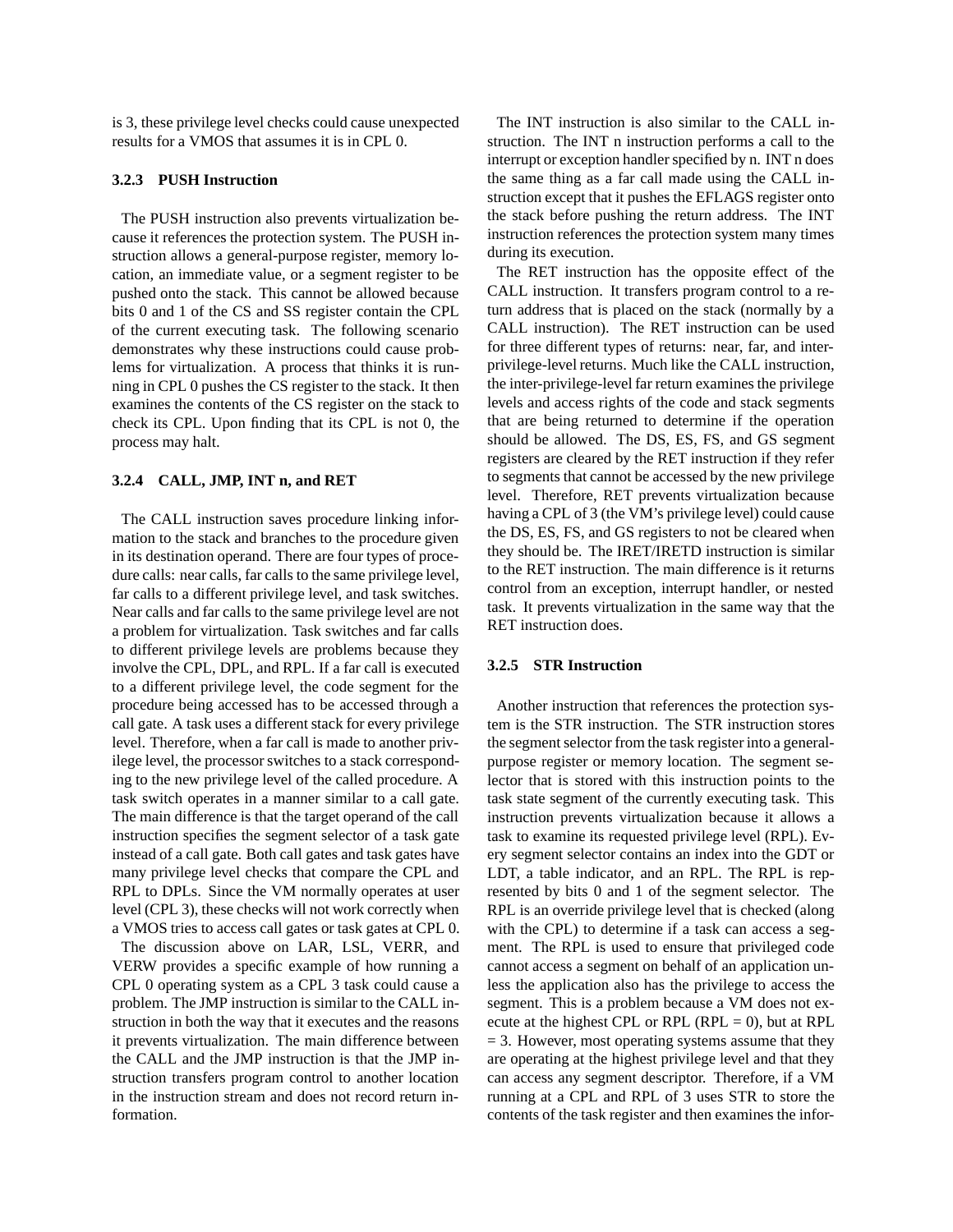is 3, these privilege level checks could cause unexpected results for a VMOS that assumes it is in CPL 0.

### 3.2.3 PUSH Instruction

The PUSH instruction also prevents virtualization because it references the protection system. The PUSH instruction allows a general-purpose register, memory location, an immediate value, or a segment register to be pushed onto the stack. This cannot be allowed because bits 0 and 1 of the CS and SS register contain the CPL of the current executing task. The following scenario demonstrates why these instructions could cause problems for virtualization. A process that thinks it is running in CPL 0 pushes the CS register to the stack. It then examines the contents of the CS register on the stack to check its CPL. Upon finding that its CPL is not 0, the process may halt.

### 3.2.4 CALL, JMP, INT n, and RET

The CALL instruction saves procedure linking information to the stack and branches to the procedure given in its destination operand. There are four types of procedure calls: near calls, far calls to the same privilege level, far calls to a different privilege level, and task switches. Near calls and far calls to the same privilege level are not a problem for virtualization. Task switches and far calls to different privilege levels are problems because they involve the CPL, DPL, and RPL. If a far call is executed to a different privilege level, the code segment for the procedure being accessed has to be accessed through a call gate. A task uses a different stack for every privilege level. Therefore, when a far call is made to another privilege level, the processor switches to a stack corresponding to the new privilege level of the called procedure. A task switch operates in a manner similar to a call gate. The main difference is that the target operand of the call instruction specifies the segment selector of a task gate instead of a call gate. Both call gates and task gates have many privilege level checks that compare the CPL and RPL to DPLs. Since the VM normally operates at user level (CPL 3), these checks will not work correctly when a VMOS tries to access call gates or task gates at CPL 0.

The discussion above on LAR, LSL, VERR, and VERW provides a specific example of how running a CPL 0 operating system as a CPL 3 task could cause a problem. The JMP instruction is similar to the CALL instruction in both the way that it executes and the reasons it prevents virtualization. The main difference between the CALL and the JMP instruction is that the JMP instruction transfers program control to another location in the instruction stream and does not record return information.

The INT instruction is also similar to the CALL instruction. The INT n instruction performs a call to the interrupt or exception handler specified by n. INT n does the same thing as a far call made using the CALL instruction except that it pushes the EFLAGS register onto the stack before pushing the return address. The INT instruction references the protection system many times during its execution.

The RET instruction has the opposite effect of the CALL instruction. It transfers program control to a return address that is placed on the stack (normally by a CALL instruction). The RET instruction can be used for three different types of returns: near, far, and inter-privilege-level returns. Much like the CALL instruction, the inter-privilege-level far return examines the privilege levels and access rights of the code and stack segments that are being returned to determine if the operation should be allowed. The DS, ES, FS, and GS segment registers are cleared by the RET instruction if they refer to segments that cannot be accessed by the new privilege level. Therefore, RET prevents virtualization because having a CPL of 3 (the VM's privilege level) could cause the DS, ES, FS, and GS registers to not be cleared when they should be. The IRET/IRETD instruction is similar to the RET instruction. The main difference is it returns control from an exception, interrupt handler, or nested task. It prevents virtualization in the same way that the RET instruction does.

### 3.2.5 STR Instruction

Another instruction that references the protection system is the STR instruction. The STR instruction stores the segment selector from the task register into a general-purpose register or memory location. The segment selector that is stored with this instruction points to the task state segment of the currently executing task. This instruction prevents virtualization because it allows a task to examine its requested privilege level (RPL). Every segment selector contains an index into the GDT or LDT, a table indicator, and an RPL. The RPL is represented by bits 0 and 1 of the segment selector. The RPL is an override privilege level that is checked (along with the CPL) to determine if a task can access a segment. The RPL is used to ensure that privileged code cannot access a segment on behalf of an application unless the application also has the privilege to access the segment. This is a problem because a VM does not execute at the highest CPL or RPL (RPL = 0), but at RPL = 3. However, most operating systems assume that they are operating at the highest privilege level and that they can access any segment descriptor. Therefore, if a VM running at a CPL and RPL of 3 uses STR to store the contents of the task register and then examines the infor-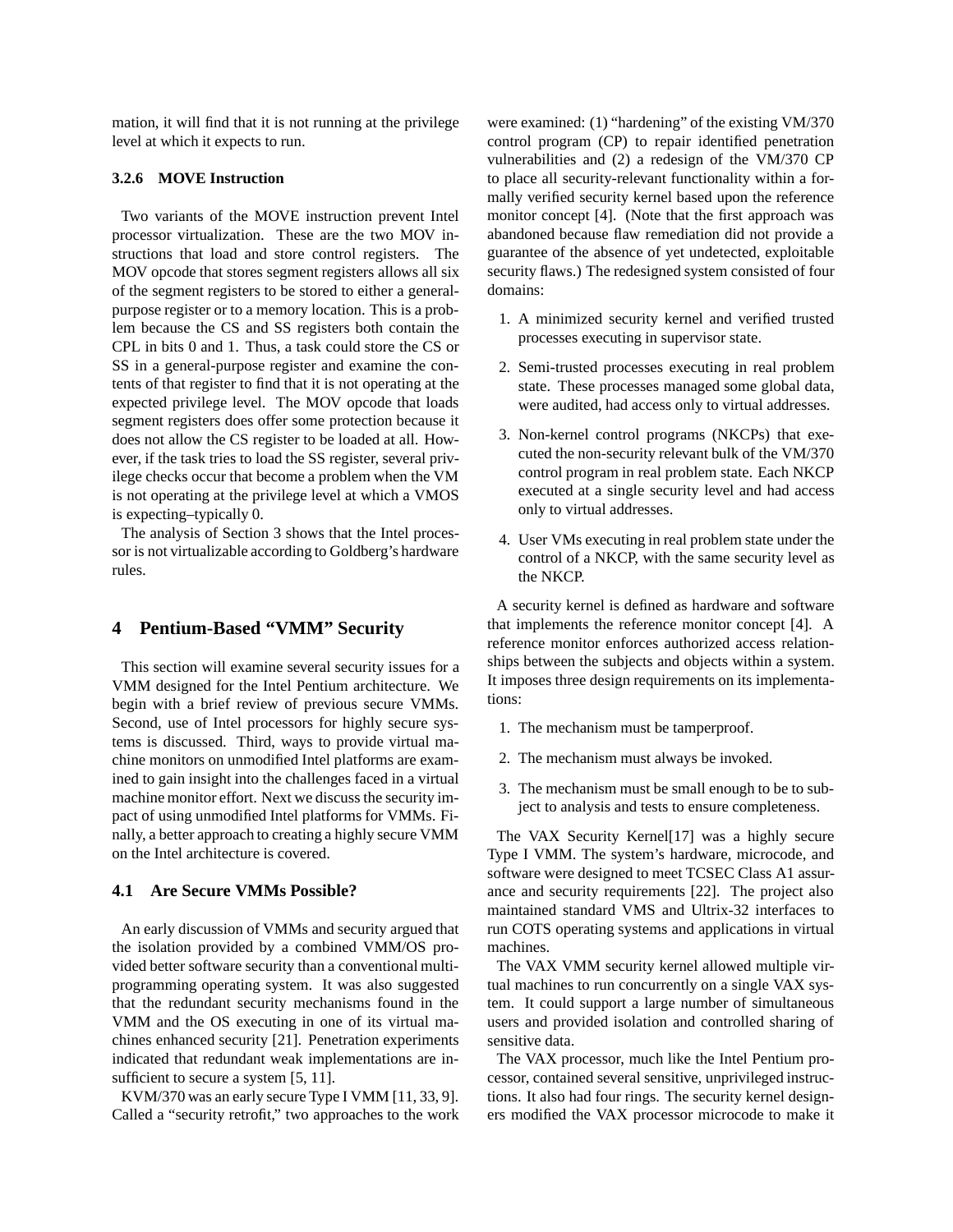mation, it will find that it is not running at the privilege level at which it expects to run.

#### 3.2.6 MOVE Instruction

Two variants of the MOVE instruction prevent Intel processor virtualization. These are the two MOV instructions that load and store control registers. The MOV opcode that stores segment registers allows all six of the segment registers to be stored to either a general-purpose register or to a memory location. This is a problem because the CS and SS registers both contain the CPL in bits 0 and 1. Thus, a task could store the CS or SS in a general-purpose register and examine the contents of that register to find that it is not operating at the expected privilege level. The MOV opcode that loads segment registers does offer some protection because it does not allow the CS register to be loaded at all. However, if the task tries to load the SS register, several privilege checks occur that become a problem when the VM is not operating at the privilege level at which a VMOS is expecting–typically 0.

The analysis of Section 3 shows that the Intel processor is not virtualizable according to Goldberg's hardware rules.

## 4 Pentium-Based "VMM" Security

This section will examine several security issues for a VMM designed for the Intel Pentium architecture. We begin with a brief review of previous secure VMMs. Second, use of Intel processors for highly secure systems is discussed. Third, ways to provide virtual machine monitors on unmodified Intel platforms are examined to gain insight into the challenges faced in a virtual machine monitor effort. Next we discuss the security impact of using unmodified Intel platforms for VMMs. Finally, a better approach to creating a highly secure VMM on the Intel architecture is covered.

### 4.1 Are Secure VMMs Possible?

An early discussion of VMMs and security argued that the isolation provided by a combined VMM/OS provided better software security than a conventional multiprogramming operating system. It was also suggested that the redundant security mechanisms found in the VMM and the OS executing in one of its virtual machines enhanced security [21]. Penetration experiments indicated that redundant weak implementations are insufficient to secure a system [5, 11].

KVM/370 was an early secure Type I VMM [11, 33, 9]. Called a "security retrofit," two approaches to the work were examined: (1) "hardening" of the existing VM/370 control program (CP) to repair identified penetration vulnerabilities and (2) a redesign of the VM/370 CP to place all security-relevant functionality within a formally verified security kernel based upon the reference monitor concept [4]. (Note that the first approach was abandoned because flaw remediation did not provide a guarantee of the absence of yet undetected, exploitable security flaws.) The redesigned system consisted of four domains:

1. A minimized security kernel and verified trusted processes executing in supervisor state.
2. Semi-trusted processes executing in real problem state. These processes managed some global data, were audited, had access only to virtual addresses.
3. Non-kernel control programs (NKCPs) that executed the non-security relevant bulk of the VM/370 control program in real problem state. Each NKCP executed at a single security level and had access only to virtual addresses.
4. User VMs executing in real problem state under the control of a NKCP, with the same security level as the NKCP.

A security kernel is defined as hardware and software that implements the reference monitor concept [4]. A reference monitor enforces authorized access relationships between the subjects and objects within a system. It imposes three design requirements on its implementations:

1. The mechanism must be tamperproof.
2. The mechanism must always be invoked.
3. The mechanism must be small enough to be to subject to analysis and tests to ensure completeness.

The VAX Security Kernel[17] was a highly secure Type I VMM. The system's hardware, microcode, and software were designed to meet TCSEC Class A1 assurance and security requirements [22]. The project also maintained standard VMS and Ultrix-32 interfaces to run COTS operating systems and applications in virtual machines.

The VAX VMM security kernel allowed multiple virtual machines to run concurrently on a single VAX system. It could support a large number of simultaneous users and provided isolation and controlled sharing of sensitive data.

The VAX processor, much like the Intel Pentium processor, contained several sensitive, unprivileged instructions. It also had four rings. The security kernel designers modified the VAX processor microcode to make it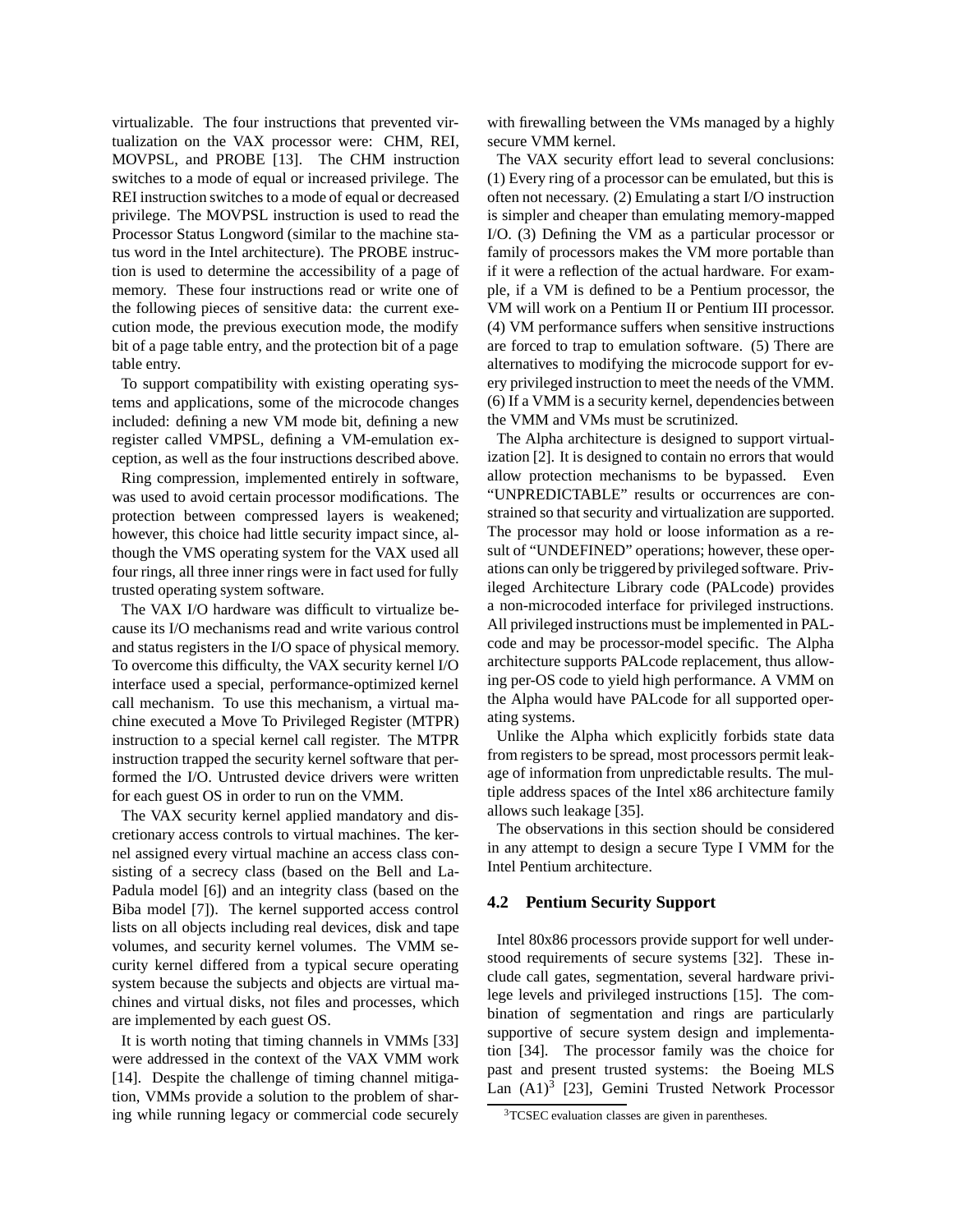virtualizable. The four instructions that prevented virtualization on the VAX processor were: CHM, REI, MOVPSL, and PROBE [13]. The CHM instruction switches to a mode of equal or increased privilege. The REI instruction switches to a mode of equal or decreased privilege. The MOVPSL instruction is used to read the Processor Status Longword (similar to the machine status word in the Intel architecture). The PROBE instruction is used to determine the accessibility of a page of memory. These four instructions read or write one of the following pieces of sensitive data: the current execution mode, the previous execution mode, the modify bit of a page table entry, and the protection bit of a page table entry.

To support compatibility with existing operating systems and applications, some of the microcode changes included: defining a new VM mode bit, defining a new register called VMPSL, defining a VM-emulation exception, as well as the four instructions described above.

Ring compression, implemented entirely in software, was used to avoid certain processor modifications. The protection between compressed layers is weakened; however, this choice had little security impact since, although the VMS operating system for the VAX used all four rings, all three inner rings were in fact used for fully trusted operating system software.

The VAX I/O hardware was difficult to virtualize because its I/O mechanisms read and write various control and status registers in the I/O space of physical memory. To overcome this difficulty, the VAX security kernel I/O interface used a special, performance-optimized kernel call mechanism. To use this mechanism, a virtual machine executed a Move To Privileged Register (MTPR) instruction to a special kernel call register. The MTPR instruction trapped the security kernel software that performed the I/O. Untrusted device drivers were written for each guest OS in order to run on the VMM.

The VAX security kernel applied mandatory and discretionary access controls to virtual machines. The kernel assigned every virtual machine an access class consisting of a secrecy class (based on the Bell and La-Padula model [6]) and an integrity class (based on the Biba model [7]). The kernel supported access control lists on all objects including real devices, disk and tape volumes, and security kernel volumes. The VMM security kernel differed from a typical secure operating system because the subjects and objects are virtual machines and virtual disks, not files and processes, which are implemented by each guest OS.

It is worth noting that timing channels in VMMs [33] were addressed in the context of the VAX VMM work [14]. Despite the challenge of timing channel mitigation, VMMs provide a solution to the problem of sharing while running legacy or commercial code securely with firewalling between the VMs managed by a highly secure VMM kernel.

The VAX security effort lead to several conclusions: (1) Every ring of a processor can be emulated, but this is often not necessary. (2) Emulating a start I/O instruction is simpler and cheaper than emulating memory-mapped I/O. (3) Defining the VM as a particular processor or family of processors makes the VM more portable than if it were a reflection of the actual hardware. For example, if a VM is defined to be a Pentium processor, the VM will work on a Pentium II or Pentium III processor. (4) VM performance suffers when sensitive instructions are forced to trap to emulation software. (5) There are alternatives to modifying the microcode support for every privileged instruction to meet the needs of the VMM. (6) If a VMM is a security kernel, dependencies between the VMM and VMs must be scrutinized.

The Alpha architecture is designed to support virtualization [2]. It is designed to contain no errors that would allow protection mechanisms to be bypassed. Even "UNPREDICTABLE" results or occurrences are constrained so that security and virtualization are supported. The processor may hold or loose information as a result of "UNDEFINED" operations; however, these operations can only be triggered by privileged software. Privileged Architecture Library code (PALcode) provides a non-microcoded interface for privileged instructions. All privileged instructions must be implemented in PALcode and may be processor-model specific. The Alpha architecture supports PALcode replacement, thus allowing per-OS code to yield high performance. A VMM on the Alpha would have PALcode for all supported operating systems.

Unlike the Alpha which explicitly forbids state data from registers to be spread, most processors permit leakage of information from unpredictable results. The multiple address spaces of the Intel x86 architecture family allows such leakage [35].

The observations in this section should be considered in any attempt to design a secure Type I VMM for the Intel Pentium architecture.

## 4.2 Pentium Security Support

Intel 80x86 processors provide support for well understood requirements of secure systems [32]. These include call gates, segmentation, several hardware privilege levels and privileged instructions [15]. The combination of segmentation and rings are particularly supportive of secure system design and implementation [34]. The processor family was the choice for past and present trusted systems: the Boeing MLS Lan (A1)[3] [23], Gemini Trusted Network Processor

[3] TCSEC evaluation classes are given in parentheses.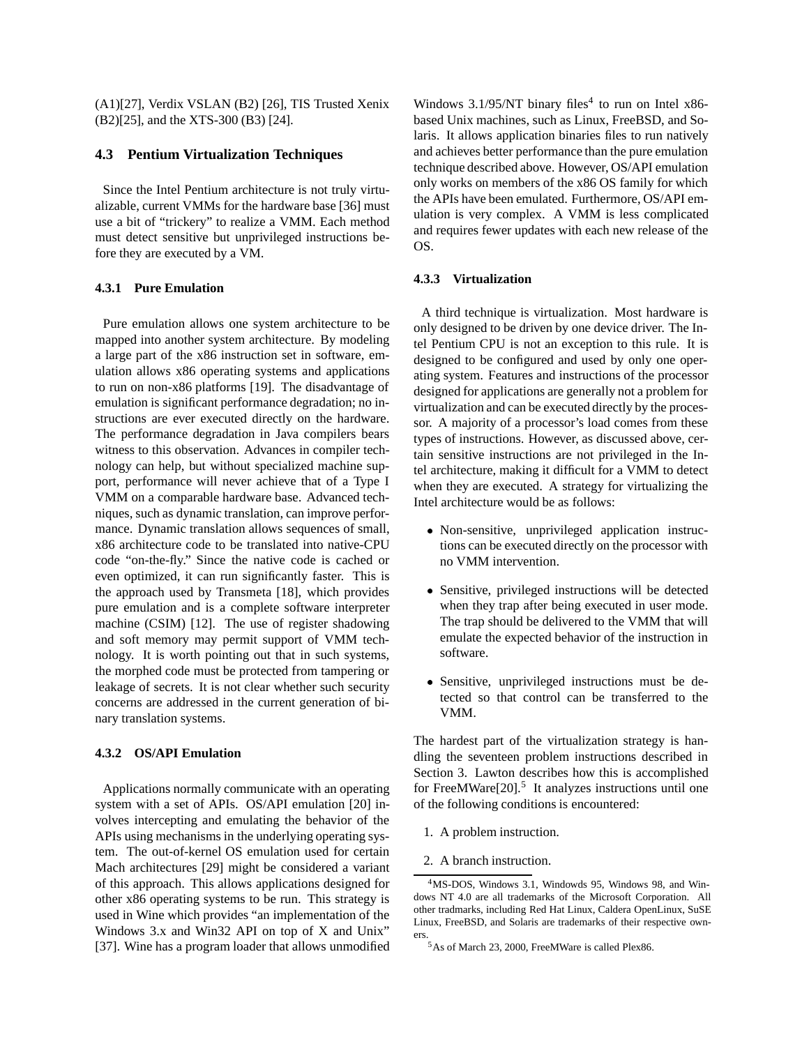(A1)[27], Verdix VSLAN (B2) [26], TIS Trusted Xenix (B2)[25], and the XTS-300 (B3) [24].

### 4.3 Pentium Virtualization Techniques

Since the Intel Pentium architecture is not truly virtualizable, current VMMs for the hardware base [36] must use a bit of "trickery" to realize a VMM. Each method must detect sensitive but unprivileged instructions before they are executed by a VM.

#### 4.3.1 Pure Emulation

Pure emulation allows one system architecture to be mapped into another system architecture. By modeling a large part of the x86 instruction set in software, emulation allows x86 operating systems and applications to run on non-x86 platforms [19]. The disadvantage of emulation is significant performance degradation; no instructions are ever executed directly on the hardware. The performance degradation in Java compilers bears witness to this observation. Advances in compiler technology can help, but without specialized machine support, performance will never achieve that of a Type I VMM on a comparable hardware base. Advanced techniques, such as dynamic translation, can improve performance. Dynamic translation allows sequences of small, x86 architecture code to be translated into native-CPU code "on-the-fly." Since the native code is cached or even optimized, it can run significantly faster. This is the approach used by Transmeta [18], which provides pure emulation and is a complete software interpreter machine (CSIM) [12]. The use of register shadowing and soft memory may permit support of VMM technology. It is worth pointing out that in such systems, the morphed code must be protected from tampering or leakage of secrets. It is not clear whether such security concerns are addressed in the current generation of binary translation systems.

#### 4.3.2 OS/API Emulation

Applications normally communicate with an operating system with a set of APIs. OS/API emulation [20] involves intercepting and emulating the behavior of the APIs using mechanisms in the underlying operating system. The out-of-kernel OS emulation used for certain Mach architectures [29] might be considered a variant of this approach. This allows applications designed for other x86 operating systems to be run. This strategy is used in Wine which provides "an implementation of the Windows 3.x and Win32 API on top of X and Unix" [37]. Wine has a program loader that allows unmodified Windows 3.1/95/NT binary files[4] to run on Intel x86-based Unix machines, such as Linux, FreeBSD, and Solaris. It allows application binaries files to run natively and achieves better performance than the pure emulation technique described above. However, OS/API emulation only works on members of the x86 OS family for which the APIs have been emulated. Furthermore, OS/API emulation is very complex. A VMM is less complicated and requires fewer updates with each new release of the OS.

#### 4.3.3 Virtualization

A third technique is virtualization. Most hardware is only designed to be driven by one device driver. The Intel Pentium CPU is not an exception to this rule. It is designed to be configured and used by only one operating system. Features and instructions of the processor designed for applications are generally not a problem for virtualization and can be executed directly by the processor. A majority of a processor's load comes from these types of instructions. However, as discussed above, certain sensitive instructions are not privileged in the Intel architecture, making it difficult for a VMM to detect when they are executed. A strategy for virtualizing the Intel architecture would be as follows:

- Non-sensitive, unprivileged application instructions can be executed directly on the processor with no VMM intervention.
- Sensitive, privileged instructions will be detected when they trap after being executed in user mode. The trap should be delivered to the VMM that will emulate the expected behavior of the instruction in software.
- Sensitive, unprivileged instructions must be detected so that control can be transferred to the VMM.

The hardest part of the virtualization strategy is handling the seventeen problem instructions described in Section 3. Lawton describes how this is accomplished for FreeMWare[20].[5] It analyzes instructions until one of the following conditions is encountered:

1. A problem instruction.
2. A branch instruction.

[4] MS-DOS, Windows 3.1, Windowds 95, Windows 98, and Windows NT 4.0 are all trademarks of the Microsoft Corporation. All other tradmarks, including Red Hat Linux, Caldera OpenLinux, SuSE Linux, FreeBSD, and Solaris are trademarks of their respective owners.

[5] As of March 23, 2000, FreeMWare is called Plex86.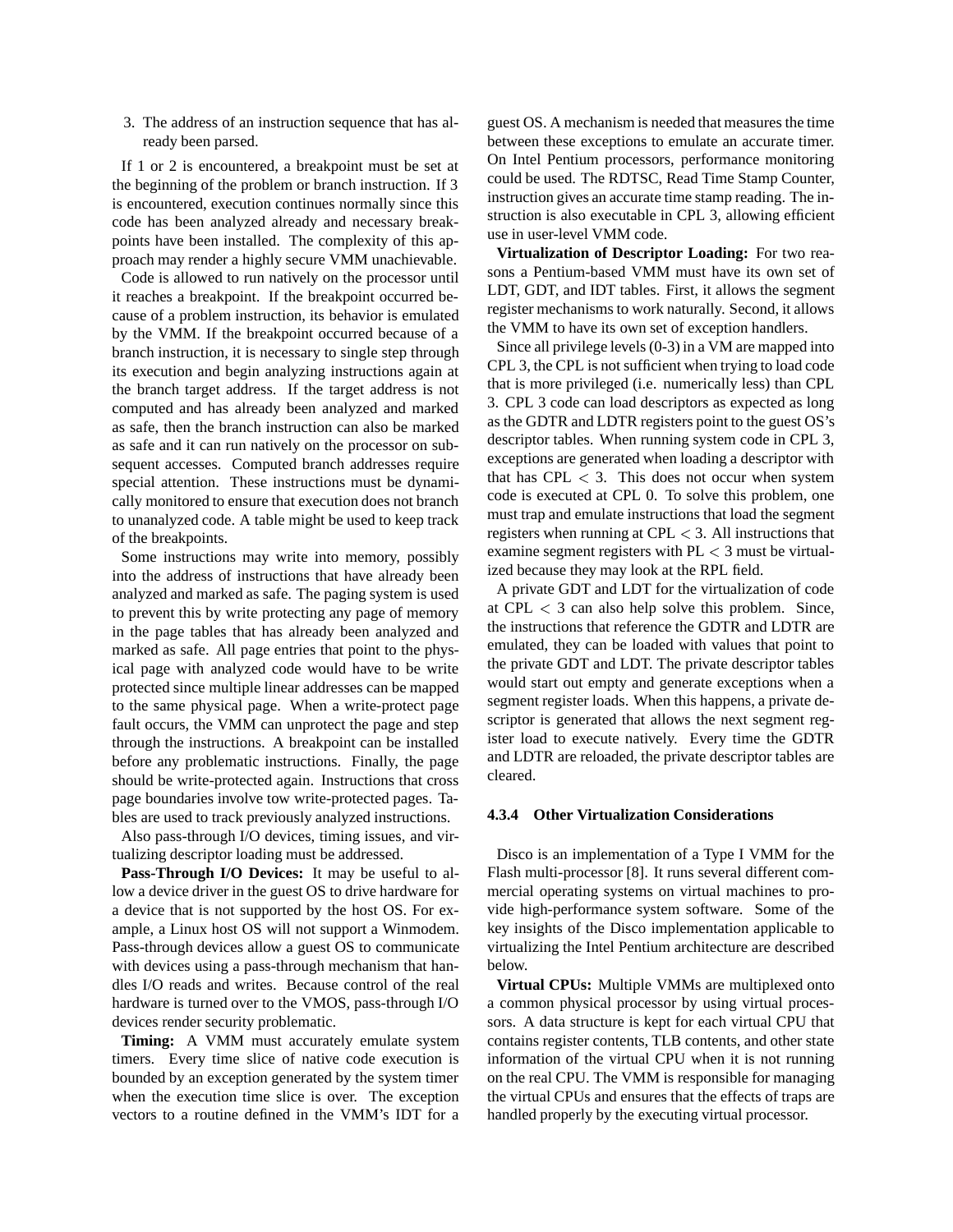3. The address of an instruction sequence that has already been parsed.

If 1 or 2 is encountered, a breakpoint must be set at the beginning of the problem or branch instruction. If 3 is encountered, execution continues normally since this code has been analyzed already and necessary breakpoints have been installed. The complexity of this approach may render a highly secure VMM unachievable.

Code is allowed to run natively on the processor until it reaches a breakpoint. If the breakpoint occurred because of a problem instruction, its behavior is emulated by the VMM. If the breakpoint occurred because of a branch instruction, it is necessary to single step through its execution and begin analyzing instructions again at the branch target address. If the target address is not computed and has already been analyzed and marked as safe, then the branch instruction can also be marked as safe and it can run natively on the processor on subsequent accesses. Computed branch addresses require special attention. These instructions must be dynamically monitored to ensure that execution does not branch to unanalyzed code. A table might be used to keep track of the breakpoints.

Some instructions may write into memory, possibly into the address of instructions that have already been analyzed and marked as safe. The paging system is used to prevent this by write protecting any page of memory in the page tables that has already been analyzed and marked as safe. All page entries that point to the physical page with analyzed code would have to be write protected since multiple linear addresses can be mapped to the same physical page. When a write-protect page fault occurs, the VMM can unprotect the page and step through the instructions. A breakpoint can be installed before any problematic instructions. Finally, the page should be write-protected again. Instructions that cross page boundaries involve tow write-protected pages. Tables are used to track previously analyzed instructions.

Also pass-through I/O devices, timing issues, and virtualizing descriptor loading must be addressed.

**Pass-Through I/O Devices:** It may be useful to allow a device driver in the guest OS to drive hardware for a device that is not supported by the host OS. For example, a Linux host OS will not support a Winmodem. Pass-through devices allow a guest OS to communicate with devices using a pass-through mechanism that handles I/O reads and writes. Because control of the real hardware is turned over to the VMOS, pass-through I/O devices render security problematic.

**Timing:** A VMM must accurately emulate system timers. Every time slice of native code execution is bounded by an exception generated by the system timer when the execution time slice is over. The exception vectors to a routine defined in the VMM's IDT for a guest OS. A mechanism is needed that measures the time between these exceptions to emulate an accurate timer. On Intel Pentium processors, performance monitoring could be used. The RDTSC, Read Time Stamp Counter, instruction gives an accurate time stamp reading. The instruction is also executable in CPL 3, allowing efficient use in user-level VMM code.

**Virtualization of Descriptor Loading:** For two reasons a Pentium-based VMM must have its own set of LDT, GDT, and IDT tables. First, it allows the segment register mechanisms to work naturally. Second, it allows the VMM to have its own set of exception handlers.

Since all privilege levels (0-3) in a VM are mapped into CPL 3, the CPL is not sufficient when trying to load code that is more privileged (i.e. numerically less) than CPL 3. CPL 3 code can load descriptors as expected as long as the GDTR and LDTR registers point to the guest OS's descriptor tables. When running system code in CPL 3, exceptions are generated when loading a descriptor with that has CPL $< 3$. This does not occur when system code is executed at CPL 0. To solve this problem, one must trap and emulate instructions that load the segment registers when running at CPL $< 3$. All instructions that examine segment registers with PL $< 3$ must be virtualized because they may look at the RPL field.

A private GDT and LDT for the virtualization of code at CPL $< 3$ can also help solve this problem. Since, the instructions that reference the GDTR and LDTR are emulated, they can be loaded with values that point to the private GDT and LDT. The private descriptor tables would start out empty and generate exceptions when a segment register loads. When this happens, a private descriptor is generated that allows the next segment register load to execute natively. Every time the GDTR and LDTR are reloaded, the private descriptor tables are cleared.

#### 4.3.4 Other Virtualization Considerations

Disco is an implementation of a Type I VMM for the Flash multi-processor [8]. It runs several different commercial operating systems on virtual machines to provide high-performance system software. Some of the key insights of the Disco implementation applicable to virtualizing the Intel Pentium architecture are described below.

**Virtual CPUs:** Multiple VMMs are multiplexed onto a common physical processor by using virtual processors. A data structure is kept for each virtual CPU that contains register contents, TLB contents, and other state information of the virtual CPU when it is not running on the real CPU. The VMM is responsible for managing the virtual CPUs and ensures that the effects of traps are handled properly by the executing virtual processor.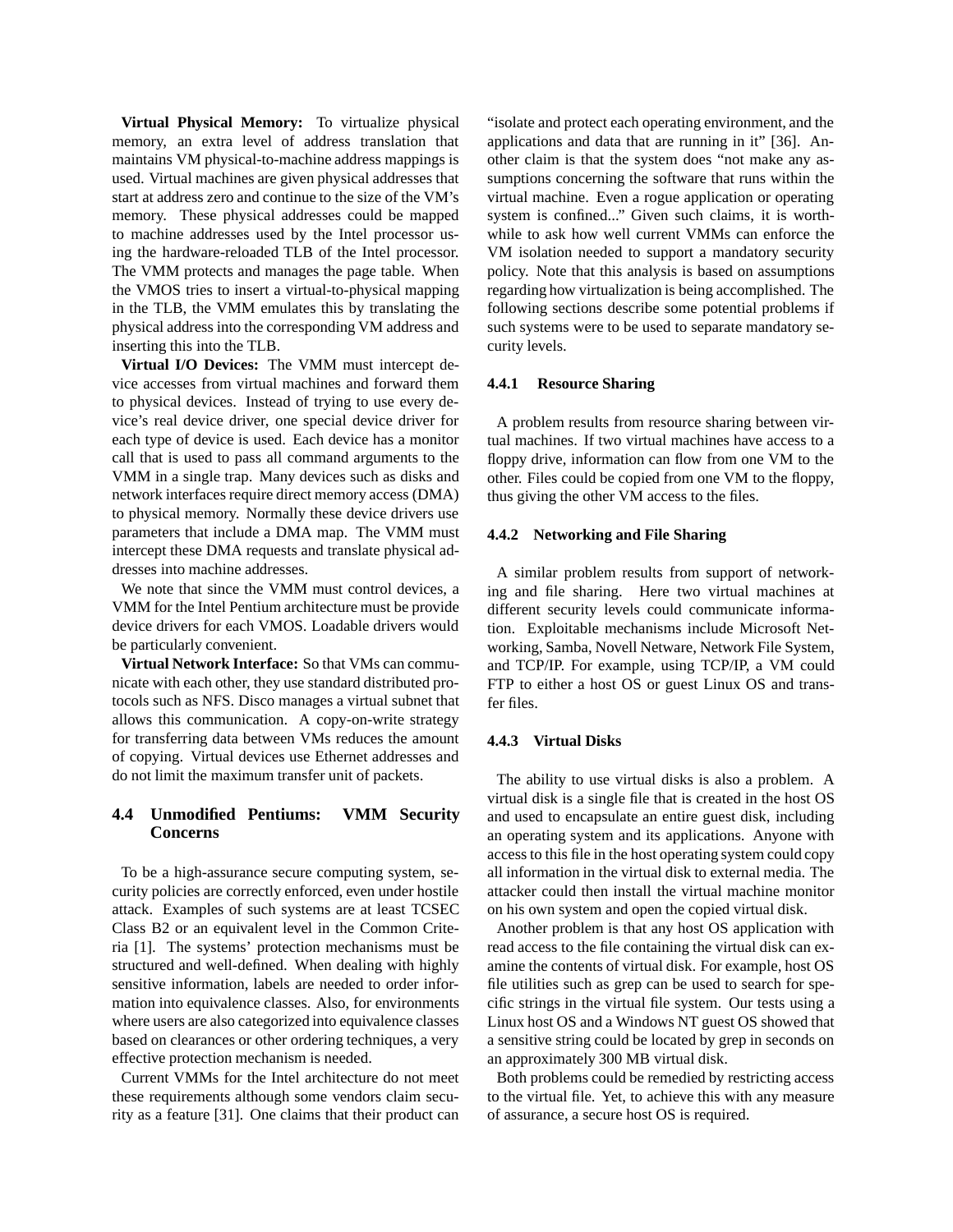**Virtual Physical Memory:** To virtualize physical memory, an extra level of address translation that maintains VM physical-to-machine address mappings is used. Virtual machines are given physical addresses that start at address zero and continue to the size of the VM's memory. These physical addresses could be mapped to machine addresses used by the Intel processor using the hardware-reloaded TLB of the Intel processor. The VMM protects and manages the page table. When the VMOS tries to insert a virtual-to-physical mapping in the TLB, the VMM emulates this by translating the physical address into the corresponding VM address and inserting this into the TLB.

**Virtual I/O Devices:** The VMM must intercept device accesses from virtual machines and forward them to physical devices. Instead of trying to use every device's real device driver, one special device driver for each type of device is used. Each device has a monitor call that is used to pass all command arguments to the VMM in a single trap. Many devices such as disks and network interfaces require direct memory access (DMA) to physical memory. Normally these device drivers use parameters that include a DMA map. The VMM must intercept these DMA requests and translate physical addresses into machine addresses.

We note that since the VMM must control devices, a VMM for the Intel Pentium architecture must be provide device drivers for each VMOS. Loadable drivers would be particularly convenient.

**Virtual Network Interface:** So that VMs can communicate with each other, they use standard distributed protocols such as NFS. Disco manages a virtual subnet that allows this communication. A copy-on-write strategy for transferring data between VMs reduces the amount of copying. Virtual devices use Ethernet addresses and do not limit the maximum transfer unit of packets.

### 4.4 Unmodified Pentiums: VMM Security Concerns

To be a high-assurance secure computing system, security policies are correctly enforced, even under hostile attack. Examples of such systems are at least TCSEC Class B2 or an equivalent level in the Common Criteria [1]. The systems' protection mechanisms must be structured and well-defined. When dealing with highly sensitive information, labels are needed to order information into equivalence classes. Also, for environments where users are also categorized into equivalence classes based on clearances or other ordering techniques, a very effective protection mechanism is needed.

Current VMMs for the Intel architecture do not meet these requirements although some vendors claim security as a feature [31]. One claims that their product can "isolate and protect each operating environment, and the applications and data that are running in it" [36]. Another claim is that the system does "not make any assumptions concerning the software that runs within the virtual machine. Even a rogue application or operating system is confined..." Given such claims, it is worthwhile to ask how well current VMMs can enforce the VM isolation needed to support a mandatory security policy. Note that this analysis is based on assumptions regarding how virtualization is being accomplished. The following sections describe some potential problems if such systems were to be used to separate mandatory security levels.

#### 4.4.1 Resource Sharing

A problem results from resource sharing between virtual machines. If two virtual machines have access to a floppy drive, information can flow from one VM to the other. Files could be copied from one VM to the floppy, thus giving the other VM access to the files.

#### 4.4.2 Networking and File Sharing

A similar problem results from support of networking and file sharing. Here two virtual machines at different security levels could communicate information. Exploitable mechanisms include Microsoft Networking, Samba, Novell Netware, Network File System, and TCP/IP. For example, using TCP/IP, a VM could FTP to either a host OS or guest Linux OS and transfer files.

#### 4.4.3 Virtual Disks

The ability to use virtual disks is also a problem. A virtual disk is a single file that is created in the host OS and used to encapsulate an entire guest disk, including an operating system and its applications. Anyone with access to this file in the host operating system could copy all information in the virtual disk to external media. The attacker could then install the virtual machine monitor on his own system and open the copied virtual disk.

Another problem is that any host OS application with read access to the file containing the virtual disk can examine the contents of virtual disk. For example, host OS file utilities such as grep can be used to search for specific strings in the virtual file system. Our tests using a Linux host OS and a Windows NT guest OS showed that a sensitive string could be located by grep in seconds on an approximately 300 MB virtual disk.

Both problems could be remedied by restricting access to the virtual file. Yet, to achieve this with any measure of assurance, a secure host OS is required.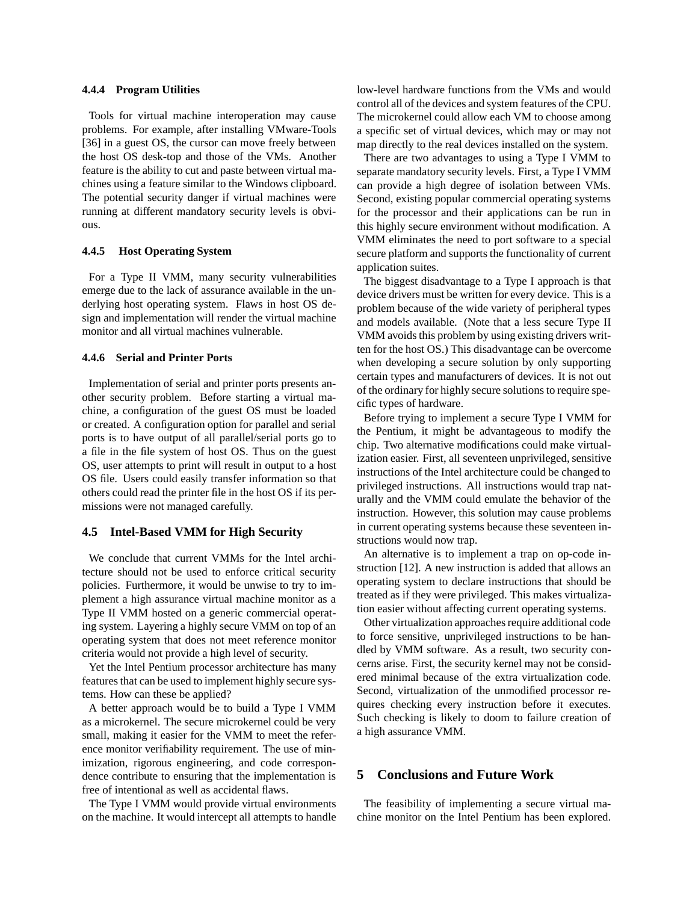#### 4.4.4 Program Utilities

Tools for virtual machine interoperation may cause problems. For example, after installing VMware-Tools [36] in a guest OS, the cursor can move freely between the host OS desk-top and those of the VMs. Another feature is the ability to cut and paste between virtual machines using a feature similar to the Windows clipboard. The potential security danger if virtual machines were running at different mandatory security levels is obvious.

#### 4.4.5 Host Operating System

For a Type II VMM, many security vulnerabilities emerge due to the lack of assurance available in the underlying host operating system. Flaws in host OS design and implementation will render the virtual machine monitor and all virtual machines vulnerable.

#### 4.4.6 Serial and Printer Ports

Implementation of serial and printer ports presents another security problem. Before starting a virtual machine, a configuration of the guest OS must be loaded or created. A configuration option for parallel and serial ports is to have output of all parallel/serial ports go to a file in the file system of host OS. Thus on the guest OS, user attempts to print will result in output to a host OS file. Users could easily transfer information so that others could read the printer file in the host OS if its permissions were not managed carefully.

### 4.5 Intel-Based VMM for High Security

We conclude that current VMMs for the Intel architecture should not be used to enforce critical security policies. Furthermore, it would be unwise to try to implement a high assurance virtual machine monitor as a Type II VMM hosted on a generic commercial operating system. Layering a highly secure VMM on top of an operating system that does not meet reference monitor criteria would not provide a high level of security.

Yet the Intel Pentium processor architecture has many features that can be used to implement highly secure systems. How can these be applied?

A better approach would be to build a Type I VMM as a microkernel. The secure microkernel could be very small, making it easier for the VMM to meet the reference monitor verifiability requirement. The use of minimization, rigorous engineering, and code correspondence contribute to ensuring that the implementation is free of intentional as well as accidental flaws.

The Type I VMM would provide virtual environments on the machine. It would intercept all attempts to handle low-level hardware functions from the VMs and would control all of the devices and system features of the CPU. The microkernel could allow each VM to choose among a specific set of virtual devices, which may or may not map directly to the real devices installed on the system.

There are two advantages to using a Type I VMM to separate mandatory security levels. First, a Type I VMM can provide a high degree of isolation between VMs. Second, existing popular commercial operating systems for the processor and their applications can be run in this highly secure environment without modification. A VMM eliminates the need to port software to a special secure platform and supports the functionality of current application suites.

The biggest disadvantage to a Type I approach is that device drivers must be written for every device. This is a problem because of the wide variety of peripheral types and models available. (Note that a less secure Type II VMM avoids this problem by using existing drivers written for the host OS.) This disadvantage can be overcome when developing a secure solution by only supporting certain types and manufacturers of devices. It is not out of the ordinary for highly secure solutions to require specific types of hardware.

Before trying to implement a secure Type I VMM for the Pentium, it might be advantageous to modify the chip. Two alternative modifications could make virtualization easier. First, all seventeen unprivileged, sensitive instructions of the Intel architecture could be changed to privileged instructions. All instructions would trap naturally and the VMM could emulate the behavior of the instruction. However, this solution may cause problems in current operating systems because these seventeen instructions would now trap.

An alternative is to implement a trap on op-code instruction [12]. A new instruction is added that allows an operating system to declare instructions that should be treated as if they were privileged. This makes virtualization easier without affecting current operating systems.

Other virtualization approaches require additional code to force sensitive, unprivileged instructions to be handled by VMM software. As a result, two security concerns arise. First, the security kernel may not be considered minimal because of the extra virtualization code. Second, virtualization of the unmodified processor requires checking every instruction before it executes. Such checking is likely to doom to failure creation of a high assurance VMM.

## 5 Conclusions and Future Work

The feasibility of implementing a secure virtual machine monitor on the Intel Pentium has been explored.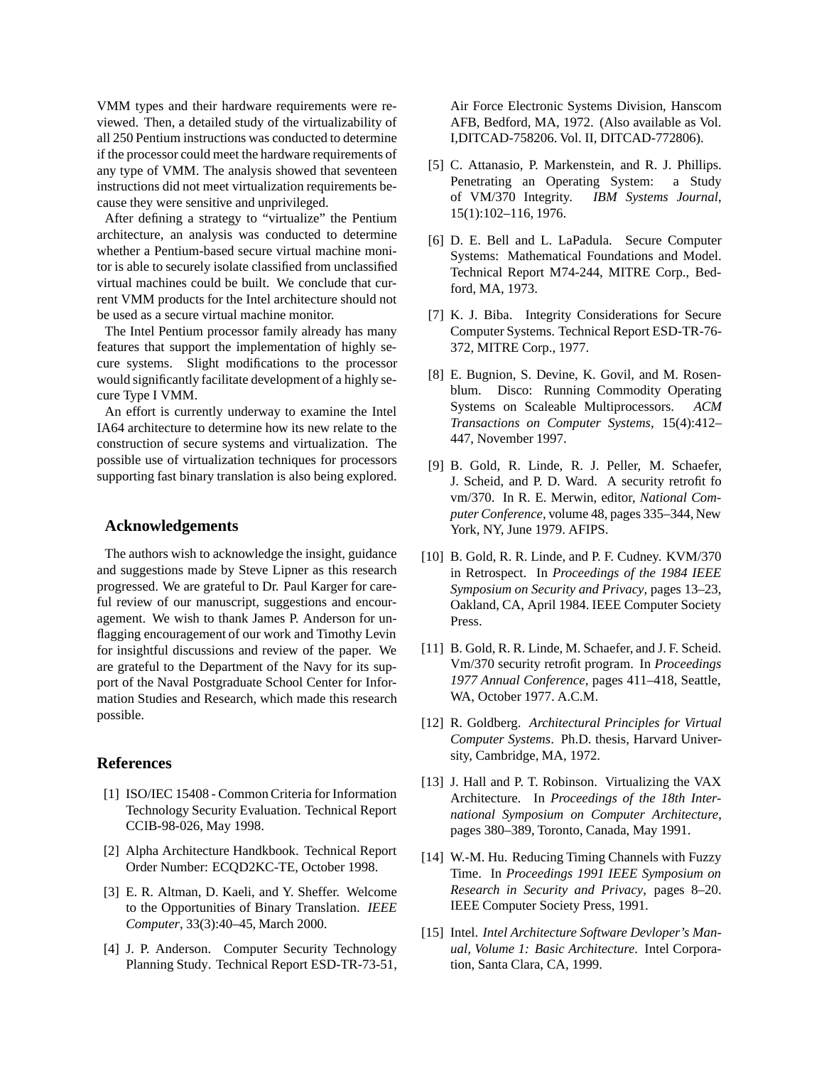VMM types and their hardware requirements were reviewed. Then, a detailed study of the virtualizability of all 250 Pentium instructions was conducted to determine if the processor could meet the hardware requirements of any type of VMM. The analysis showed that seventeen instructions did not meet virtualization requirements because they were sensitive and unprivileged.

After defining a strategy to "virtualize" the Pentium architecture, an analysis was conducted to determine whether a Pentium-based secure virtual machine monitor is able to securely isolate classified from unclassified virtual machines could be built. We conclude that current VMM products for the Intel architecture should not be used as a secure virtual machine monitor.

The Intel Pentium processor family already has many features that support the implementation of highly secure systems. Slight modifications to the processor would significantly facilitate development of a highly secure Type I VMM.

An effort is currently underway to examine the Intel IA64 architecture to determine how its new relate to the construction of secure systems and virtualization. The possible use of virtualization techniques for processors supporting fast binary translation is also being explored.

## Acknowledgements

The authors wish to acknowledge the insight, guidance and suggestions made by Steve Lipner as this research progressed. We are grateful to Dr. Paul Karger for careful review of our manuscript, suggestions and encouragement. We wish to thank James P. Anderson for unflagging encouragement of our work and Timothy Levin for insightful discussions and review of the paper. We are grateful to the Department of the Navy for its support of the Naval Postgraduate School Center for Information Studies and Research, which made this research possible.

## References

[1] ISO/IEC 15408 - Common Criteria for Information Technology Security Evaluation. Technical Report CCIB-98-026, May 1998.

[2] Alpha Architecture Handkbook. Technical Report Order Number: ECQD2KC-TE, October 1998.

[3] E. R. Altman, D. Kaeli, and Y. Sheffer. Welcome to the Opportunities of Binary Translation. *IEEE Computer*, 33(3):40–45, March 2000.

[4] J. P. Anderson. Computer Security Technology Planning Study. Technical Report ESD-TR-73-51, Air Force Electronic Systems Division, Hanscom AFB, Bedford, MA, 1972. (Also available as Vol. I,DITCAD-758206. Vol. II, DITCAD-772806).

[5] C. Attanasio, P. Markenstein, and R. J. Phillips. Penetrating an Operating System: a Study of VM/370 Integrity. *IBM Systems Journal*, 15(1):102–116, 1976.

[6] D. E. Bell and L. LaPadula. Secure Computer Systems: Mathematical Foundations and Model. Technical Report M74-244, MITRE Corp., Bedford, MA, 1973.

[7] K. J. Biba. Integrity Considerations for Secure Computer Systems. Technical Report ESD-TR-76-372, MITRE Corp., 1977.

[8] E. Bugnion, S. Devine, K. Govil, and M. Rosenblum. Disco: Running Commodity Operating Systems on Scaleable Multiprocessors. *ACM Transactions on Computer Systems*, 15(4):412–447, November 1997.

[9] B. Gold, R. Linde, R. J. Peller, M. Schaefer, J. Scheid, and P. D. Ward. A security retrofit fo vm/370. In R. E. Merwin, editor, *National Computer Conference*, volume 48, pages 335–344, New York, NY, June 1979. AFIPS.

[10] B. Gold, R. R. Linde, and P. F. Cudney. KVM/370 in Retrospect. In *Proceedings of the 1984 IEEE Symposium on Security and Privacy*, pages 13–23, Oakland, CA, April 1984. IEEE Computer Society Press.

[11] B. Gold, R. R. Linde, M. Schaefer, and J. F. Scheid. Vm/370 security retrofit program. In *Proceedings 1977 Annual Conference*, pages 411–418, Seattle, WA, October 1977. A.C.M.

[12] R. Goldberg. *Architectural Principles for Virtual Computer Systems*. Ph.D. thesis, Harvard University, Cambridge, MA, 1972.

[13] J. Hall and P. T. Robinson. Virtualizing the VAX Architecture. In *Proceedings of the 18th International Symposium on Computer Architecture*, pages 380–389, Toronto, Canada, May 1991.

[14] W.-M. Hu. Reducing Timing Channels with Fuzzy Time. In *Proceedings 1991 IEEE Symposium on Research in Security and Privacy*, pages 8–20. IEEE Computer Society Press, 1991.

[15] Intel. *Intel Architecture Software Devloper's Manual, Volume 1: Basic Architecture*. Intel Corporation, Santa Clara, CA, 1999.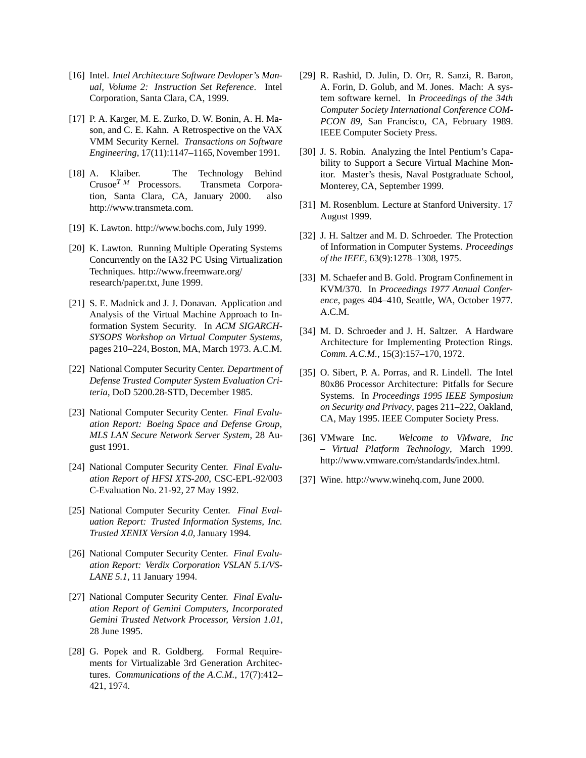[16] Intel. *Intel Architecture Software Devloper's Manual, Volume 2: Instruction Set Reference*. Intel Corporation, Santa Clara, CA, 1999.

[17] P. A. Karger, M. E. Zurko, D. W. Bonin, A. H. Mason, and C. E. Kahn. A Retrospective on the VAX VMM Security Kernel. *Transactions on Software Engineering*, 17(11):1147–1165, November 1991.

[18] A. Klaiber. The Technology Behind Crusoe$^{TM}$ Processors. Transmeta Corporation, Santa Clara, CA, January 2000. also http://www.transmeta.com.

[19] K. Lawton. http://www.bochs.com, July 1999.

[20] K. Lawton. Running Multiple Operating Systems Concurrently on the IA32 PC Using Virtualization Techniques. http://www.freemware.org/research/paper.txt, June 1999.

[21] S. E. Madnick and J. J. Donavan. Application and Analysis of the Virtual Machine Approach to Information System Security. In *ACM SIGARCH-SYSOPS Workshop on Virtual Computer Systems*, pages 210–224, Boston, MA, March 1973. A.C.M.

[22] National Computer Security Center. *Department of Defense Trusted Computer System Evaluation Criteria*, DoD 5200.28-STD, December 1985.

[23] National Computer Security Center. *Final Evaluation Report: Boeing Space and Defense Group, MLS LAN Secure Network Server System*, 28 August 1991.

[24] National Computer Security Center. *Final Evaluation Report of HFSI XTS-200*, CSC-EPL-92/003 C-Evaluation No. 21-92, 27 May 1992.

[25] National Computer Security Center. *Final Evaluation Report: Trusted Information Systems, Inc. Trusted XENIX Version 4.0*, January 1994.

[26] National Computer Security Center. *Final Evaluation Report: Verdix Corporation VSLAN 5.1/VSLANE 5.1*, 11 January 1994.

[27] National Computer Security Center. *Final Evaluation Report of Gemini Computers, Incorporated Gemini Trusted Network Processor, Version 1.01*, 28 June 1995.

[28] G. Popek and R. Goldberg. Formal Requirements for Virtualizable 3rd Generation Architectures. *Communications of the A.C.M.*, 17(7):412–421, 1974.

[29] R. Rashid, D. Julin, D. Orr, R. Sanzi, R. Baron, A. Forin, D. Golub, and M. Jones. Mach: A system software kernel. In *Proceedings of the 34th Computer Society International Conference COMPCON 89*, San Francisco, CA, February 1989. IEEE Computer Society Press.

[30] J. S. Robin. Analyzing the Intel Pentium's Capability to Support a Secure Virtual Machine Monitor. Master's thesis, Naval Postgraduate School, Monterey, CA, September 1999.

[31] M. Rosenblum. Lecture at Stanford University. 17 August 1999.

[32] J. H. Saltzer and M. D. Schroeder. The Protection of Information in Computer Systems. *Proceedings of the IEEE*, 63(9):1278–1308, 1975.

[33] M. Schaefer and B. Gold. Program Confinement in KVM/370. In *Proceedings 1977 Annual Conference*, pages 404–410, Seattle, WA, October 1977. A.C.M.

[34] M. D. Schroeder and J. H. Saltzer. A Hardware Architecture for Implementing Protection Rings. *Comm. A.C.M.*, 15(3):157–170, 1972.

[35] O. Sibert, P. A. Porras, and R. Lindell. The Intel 80x86 Processor Architecture: Pitfalls for Secure Systems. In *Proceedings 1995 IEEE Symposium on Security and Privacy*, pages 211–222, Oakland, CA, May 1995. IEEE Computer Society Press.

[36] VMware Inc. *Welcome to VMware, Inc – Virtual Platform Technology*, March 1999. http://www.vmware.com/standards/index.html.

[37] Wine. http://www.winehq.com, June 2000.